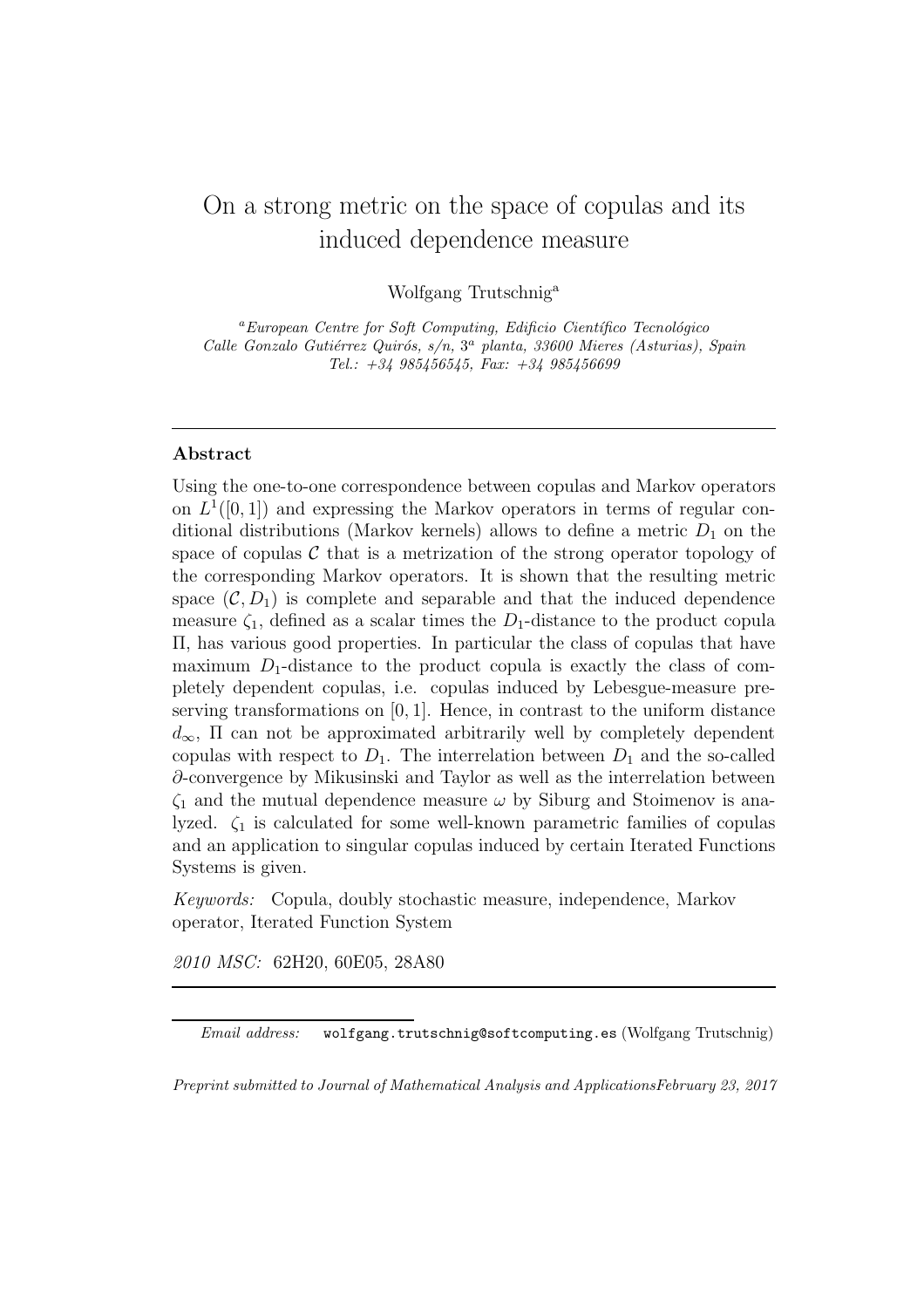# On a strong metric on the space of copulas and its induced dependence measure

Wolfgang Trutschnig[a]

[a] *European Centre for Soft Computing, Edificio Científico Tecnológico Calle Gonzalo Gutiérrez Quirós, s/n, 3ª planta, 33600 Mieres (Asturias), Spain Tel.: +34 985456545, Fax: +34 985456699*

---

### Abstract

Using the one-to-one correspondence between copulas and Markov operators on $L^1([0,1])$ and expressing the Markov operators in terms of regular conditional distributions (Markov kernels) allows to define a metric $D_1$ on the space of copulas $\mathcal{C}$ that is a metrization of the strong operator topology of the corresponding Markov operators. It is shown that the resulting metric space $(\mathcal{C}, D_1)$ is complete and separable and that the induced dependence measure $\zeta_1$, defined as a scalar times the $D_1$-distance to the product copula $\Pi$, has various good properties. In particular the class of copulas that have maximum $D_1$-distance to the product copula is exactly the class of completely dependent copulas, i.e. copulas induced by Lebesgue-measure preserving transformations on $[0,1]$. Hence, in contrast to the uniform distance $d_\infty$, $\Pi$ can not be approximated arbitrarily well by completely dependent copulas with respect to $D_1$. The interrelation between $D_1$ and the so-called $\partial$-convergence by Mikusinski and Taylor as well as the interrelation between $\zeta_1$ and the mutual dependence measure $\omega$ by Siburg and Stoimenov is analyzed. $\zeta_1$ is calculated for some well-known parametric families of copulas and an application to singular copulas induced by certain Iterated Functions Systems is given.

*Keywords:* Copula, doubly stochastic measure, independence, Markov operator, Iterated Function System

*2010 MSC:* 62H20, 60E05, 28A80

---

*Email address:* wolfgang.trutschnig@softcomputing.es (Wolfgang Trutschnig)

*Preprint submitted to Journal of Mathematical Analysis and Applications February 23, 2017*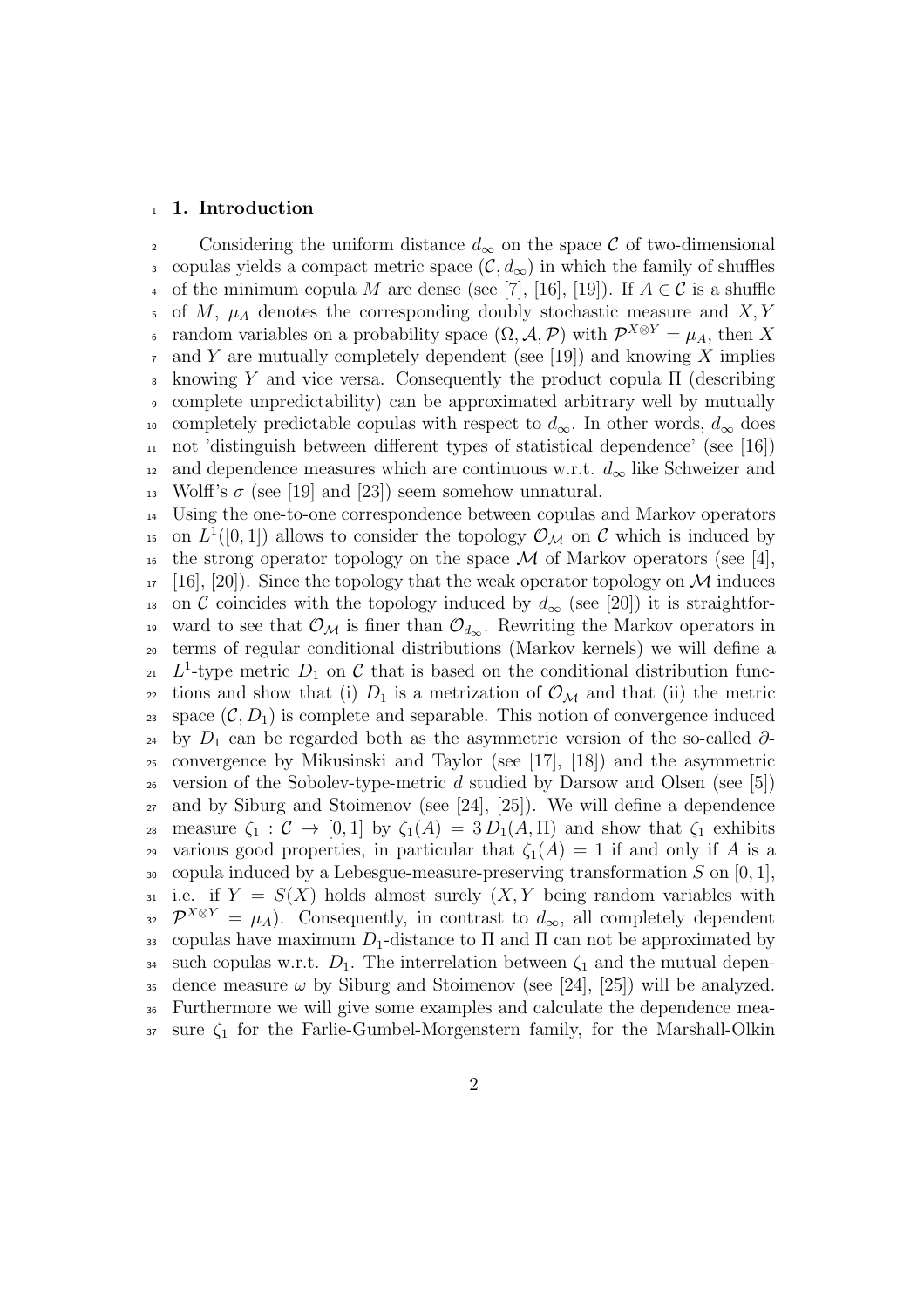## 1. Introduction

Considering the uniform distance $d_\infty$ on the space $\mathcal{C}$ of two-dimensional copulas yields a compact metric space $(\mathcal{C}, d_\infty)$ in which the family of shuffles of the minimum copula $M$ are dense (see [7], [16], [19]). If $A \in \mathcal{C}$ is a shuffle of $M$, $\mu_A$ denotes the corresponding doubly stochastic measure and $X, Y$ random variables on a probability space $(\Omega, \mathcal{A}, \mathcal{P})$ with $\mathcal{P}^{X \otimes Y} = \mu_A$, then $X$ and $Y$ are mutually completely dependent (see [19]) and knowing $X$ implies knowing $Y$ and vice versa. Consequently the product copula $\Pi$ (describing complete unpredictability) can be approximated arbitrary well by mutually completely predictable copulas with respect to $d_\infty$. In other words, $d_\infty$ does not 'distinguish between different types of statistical dependence' (see [16]) and dependence measures which are continuous w.r.t. $d_\infty$ like Schweizer and Wolff's $\sigma$ (see [19] and [23]) seem somehow unnatural.

Using the one-to-one correspondence between copulas and Markov operators on $L^1([0,1])$ allows to consider the topology $\mathcal{O}_\mathcal{M}$ on $\mathcal{C}$ which is induced by the strong operator topology on the space $\mathcal{M}$ of Markov operators (see [4], [16], [20]). Since the topology that the weak operator topology on $\mathcal{M}$ induces on $\mathcal{C}$ coincides with the topology induced by $d_\infty$ (see [20]) it is straightforward to see that $\mathcal{O}_\mathcal{M}$ is finer than $\mathcal{O}_{d_\infty}$. Rewriting the Markov operators in terms of regular conditional distributions (Markov kernels) we will define a $L^1$-type metric $D_1$ on $\mathcal{C}$ that is based on the conditional distribution functions and show that (i) $D_1$ is a metrization of $\mathcal{O}_\mathcal{M}$ and that (ii) the metric space $(\mathcal{C}, D_1)$ is complete and separable. This notion of convergence induced by $D_1$ can be regarded both as the asymmetric version of the so-called $\partial$-convergence by Mikusinski and Taylor (see [17], [18]) and the asymmetric version of the Sobolev-type-metric $d$ studied by Darsow and Olsen (see [5]) and by Siburg and Stoimenov (see [24], [25]). We will define a dependence measure $\zeta_1 : \mathcal{C} \to [0,1]$ by $\zeta_1(A) = 3\, D_1(A, \Pi)$ and show that $\zeta_1$ exhibits various good properties, in particular that $\zeta_1(A) = 1$ if and only if $A$ is a copula induced by a Lebesgue-measure-preserving transformation $S$ on $[0,1]$, i.e. if $Y = S(X)$ holds almost surely ($X, Y$ being random variables with $\mathcal{P}^{X \otimes Y} = \mu_A$). Consequently, in contrast to $d_\infty$, all completely dependent copulas have maximum $D_1$-distance to $\Pi$ and $\Pi$ can not be approximated by such copulas w.r.t. $D_1$. The interrelation between $\zeta_1$ and the mutual dependence measure $\omega$ by Siburg and Stoimenov (see [24], [25]) will be analyzed. Furthermore we will give some examples and calculate the dependence measure $\zeta_1$ for the Farlie-Gumbel-Morgenstern family, for the Marshall-Olkin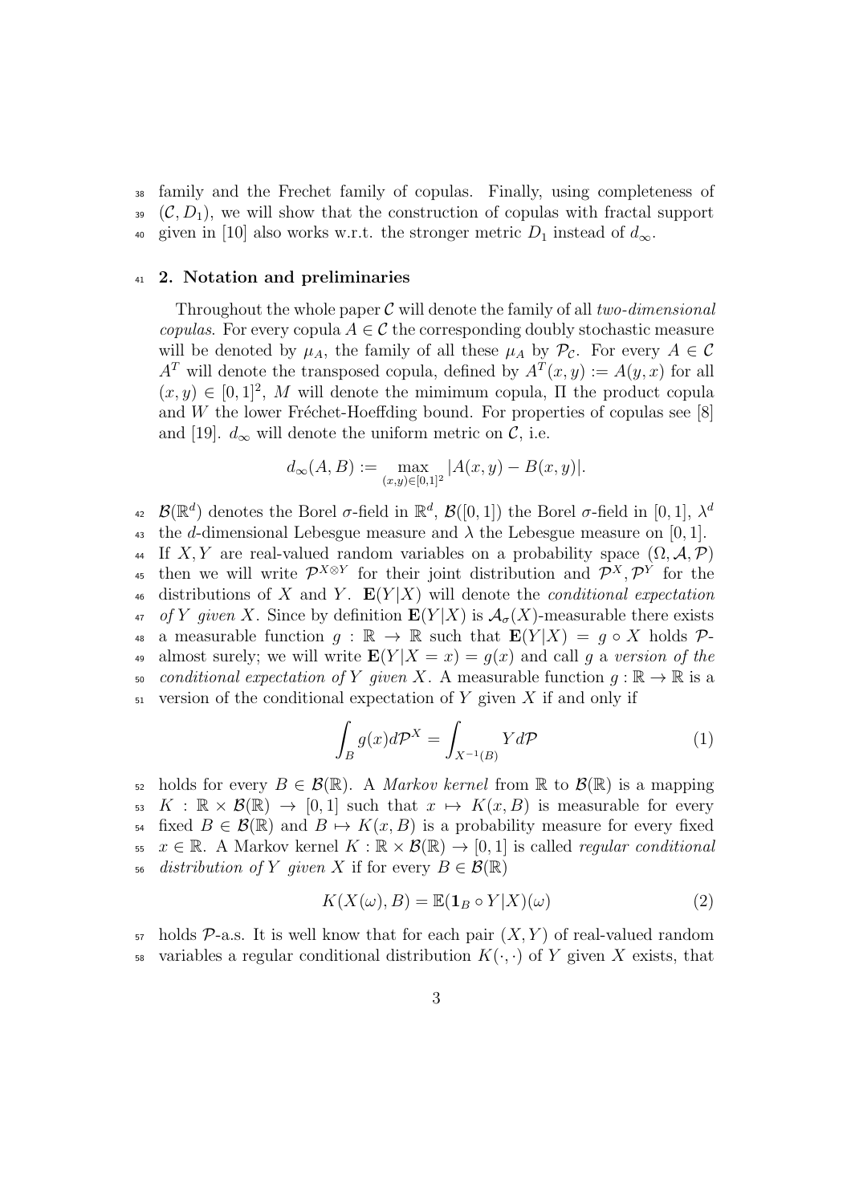family and the Frechet family of copulas. Finally, using completeness of $(\mathcal{C}, D_1)$, we will show that the construction of copulas with fractal support given in [10] also works w.r.t. the stronger metric $D_1$ instead of $d_\infty$.

## 2. Notation and preliminaries

Throughout the whole paper $\mathcal{C}$ will denote the family of all *two-dimensional copulas*. For every copula $A \in \mathcal{C}$ the corresponding doubly stochastic measure will be denoted by $\mu_A$, the family of all these $\mu_A$ by $\mathcal{P}_\mathcal{C}$. For every $A \in \mathcal{C}$ $A^T$ will denote the transposed copula, defined by $A^T(x, y) := A(y, x)$ for all $(x, y) \in [0, 1]^2$, $M$ will denote the mimimum copula, $\Pi$ the product copula and $W$ the lower Fréchet-Hoeffding bound. For properties of copulas see [8] and [19]. $d_\infty$ will denote the uniform metric on $\mathcal{C}$, i.e.

$$d_\infty(A, B) := \max_{(x,y)\in[0,1]^2} |A(x, y) - B(x, y)|.$$

$\mathcal{B}(\mathbb{R}^d)$ denotes the Borel $\sigma$-field in $\mathbb{R}^d$, $\mathcal{B}([0, 1])$ the Borel $\sigma$-field in $[0, 1]$, $\lambda^d$ the $d$-dimensional Lebesgue measure and $\lambda$ the Lebesgue measure on $[0, 1]$. If $X, Y$ are real-valued random variables on a probability space $(\Omega, \mathcal{A}, \mathcal{P})$ then we will write $\mathcal{P}^{X\otimes Y}$ for their joint distribution and $\mathcal{P}^X, \mathcal{P}^Y$ for the distributions of $X$ and $Y$. $\mathbf{E}(Y|X)$ will denote the *conditional expectation of* $Y$ *given* $X$. Since by definition $\mathbf{E}(Y|X)$ is $\mathcal{A}_\sigma(X)$-measurable there exists a measurable function $g : \mathbb{R} \to \mathbb{R}$ such that $\mathbf{E}(Y|X) = g \circ X$ holds $\mathcal{P}$-almost surely; we will write $\mathbf{E}(Y|X = x) = g(x)$ and call $g$ a *version of the conditional expectation of* $Y$ *given* $X$. A measurable function $g : \mathbb{R} \to \mathbb{R}$ is a version of the conditional expectation of $Y$ given $X$ if and only if

$$\int_B g(x) d\mathcal{P}^X = \int_{X^{-1}(B)} Y d\mathcal{P} \tag{1}$$

holds for every $B \in \mathcal{B}(\mathbb{R})$. A *Markov kernel* from $\mathbb{R}$ to $\mathcal{B}(\mathbb{R})$ is a mapping $K : \mathbb{R} \times \mathcal{B}(\mathbb{R}) \to [0, 1]$ such that $x \mapsto K(x, B)$ is measurable for every fixed $B \in \mathcal{B}(\mathbb{R})$ and $B \mapsto K(x, B)$ is a probability measure for every fixed $x \in \mathbb{R}$. A Markov kernel $K : \mathbb{R} \times \mathcal{B}(\mathbb{R}) \to [0, 1]$ is called *regular conditional distribution of* $Y$ *given* $X$ if for every $B \in \mathcal{B}(\mathbb{R})$

$$K(X(\omega), B) = \mathbb{E}(\mathbf{1}_B \circ Y|X)(\omega) \tag{2}$$

holds $\mathcal{P}$-a.s. It is well know that for each pair $(X, Y)$ of real-valued random variables a regular conditional distribution $K(\cdot, \cdot)$ of $Y$ given $X$ exists, that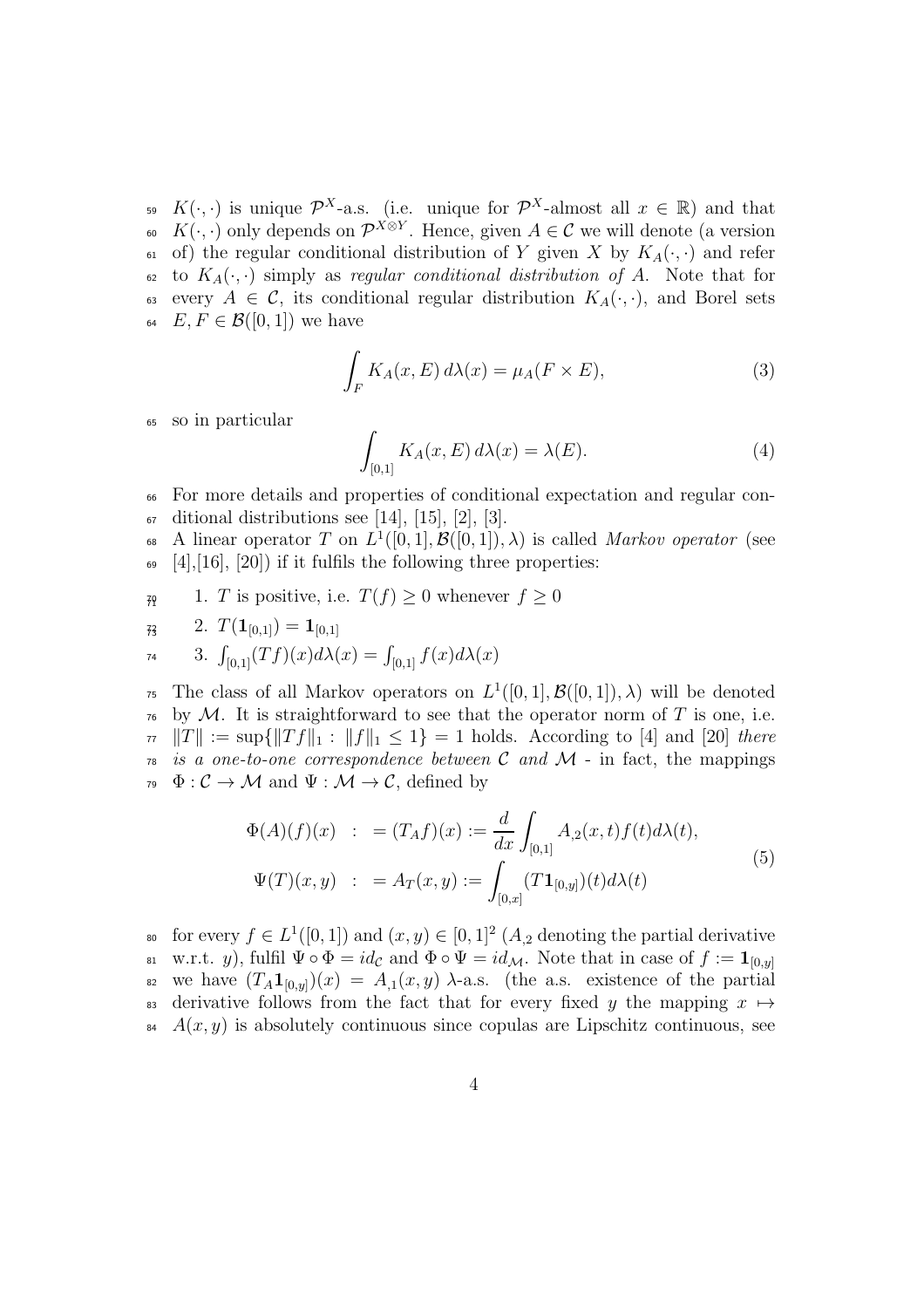$K(\cdot,\cdot)$ is unique $\mathcal{P}^X$-a.s. (i.e. unique for $\mathcal{P}^X$-almost all $x \in \mathbb{R}$) and that $K(\cdot,\cdot)$ only depends on $\mathcal{P}^{X\otimes Y}$. Hence, given $A \in \mathcal{C}$ we will denote (a version of) the regular conditional distribution of $Y$ given $X$ by $K_A(\cdot,\cdot)$ and refer to $K_A(\cdot,\cdot)$ simply as *regular conditional distribution of A*. Note that for every $A \in \mathcal{C}$, its conditional regular distribution $K_A(\cdot,\cdot)$, and Borel sets $E, F \in \mathcal{B}([0,1])$ we have

$$\int_F K_A(x, E)\, d\lambda(x) = \mu_A(F \times E), \tag{3}$$

so in particular

$$\int_{[0,1]} K_A(x, E)\, d\lambda(x) = \lambda(E). \tag{4}$$

For more details and properties of conditional expectation and regular conditional distributions see [14], [15], [2], [3].

A linear operator $T$ on $L^1([0,1], \mathcal{B}([0,1]), \lambda)$ is called *Markov operator* (see [4],[16], [20]) if it fulfils the following three properties:

1. $T$ is positive, i.e. $T(f) \geq 0$ whenever $f \geq 0$
2. $T(\mathbf{1}_{[0,1]}) = \mathbf{1}_{[0,1]}$
3. $\int_{[0,1]}(Tf)(x)d\lambda(x) = \int_{[0,1]} f(x)d\lambda(x)$

The class of all Markov operators on $L^1([0,1], \mathcal{B}([0,1]), \lambda)$ will be denoted by $\mathcal{M}$. It is straightforward to see that the operator norm of $T$ is one, i.e. $\|T\| := \sup\{\|Tf\|_1 : \|f\|_1 \leq 1\} = 1$ holds. According to [4] and [20] *there is a one-to-one correspondence between $\mathcal{C}$ and $\mathcal{M}$* - in fact, the mappings $\Phi : \mathcal{C} \to \mathcal{M}$ and $\Psi : \mathcal{M} \to \mathcal{C}$, defined by

$$\begin{aligned} \Phi(A)(f)(x) &:= (T_A f)(x) := \frac{d}{dx}\int_{[0,1]} A_{,2}(x,t) f(t) d\lambda(t), \\ \Psi(T)(x,y) &:= A_T(x,y) := \int_{[0,x]} (T\mathbf{1}_{[0,y]})(t) d\lambda(t) \end{aligned} \tag{5}$$

for every $f \in L^1([0,1])$ and $(x,y) \in [0,1]^2$ ($A_{,2}$ denoting the partial derivative w.r.t. $y$), fulfil $\Psi \circ \Phi = id_{\mathcal{C}}$ and $\Phi \circ \Psi = id_{\mathcal{M}}$. Note that in case of $f := \mathbf{1}_{[0,y]}$ we have $(T_A \mathbf{1}_{[0,y]})(x) = A_{,1}(x,y)$ $\lambda$-a.s. (the a.s. existence of the partial derivative follows from the fact that for every fixed $y$ the mapping $x \mapsto A(x,y)$ is absolutely continuous since copulas are Lipschitz continuous, see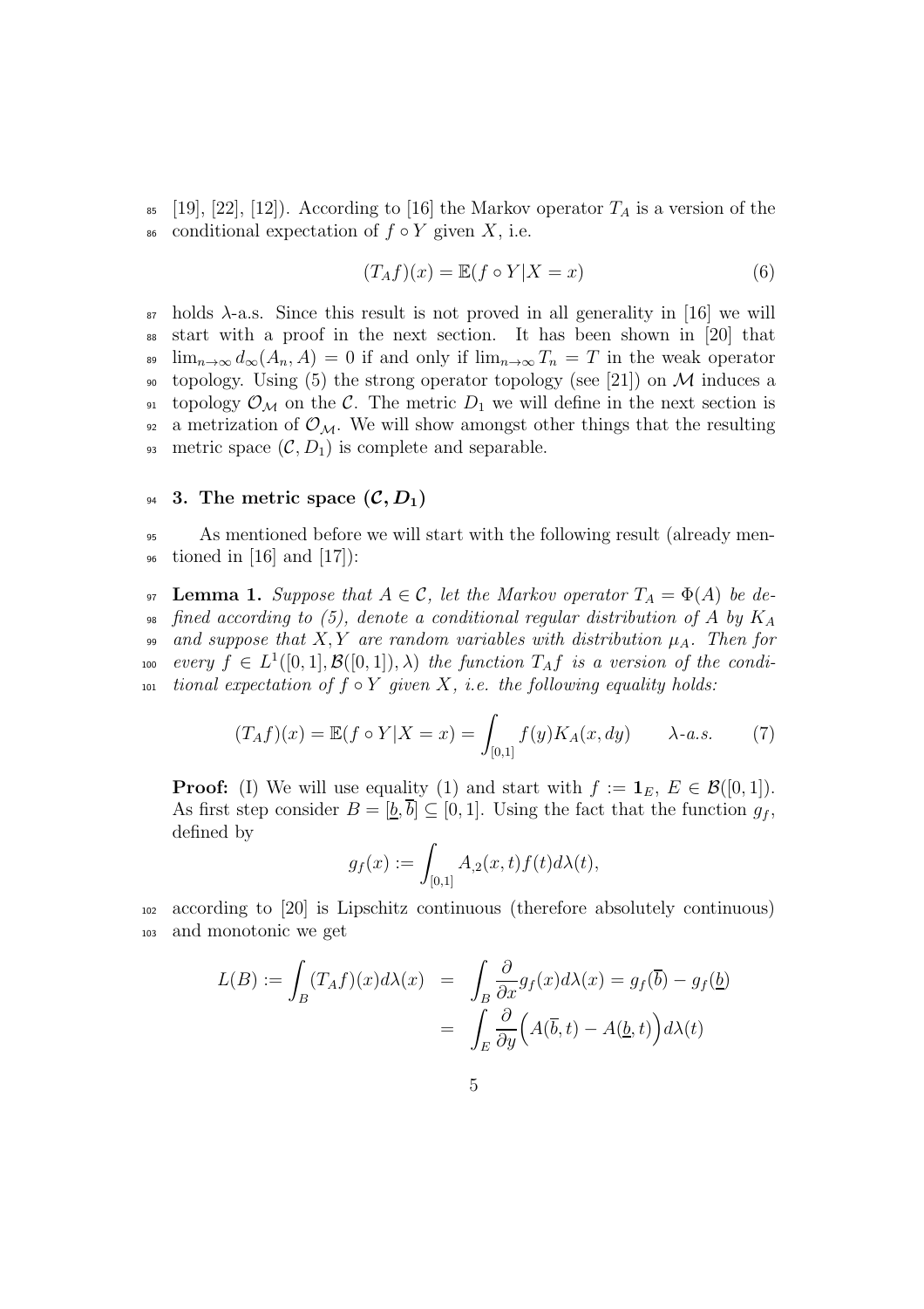[19], [22], [12]). According to [16] the Markov operator $T_A$ is a version of the conditional expectation of $f \circ Y$ given $X$, i.e.

$$(T_A f)(x) = \mathbb{E}(f \circ Y | X = x) \tag{6}$$

holds $\lambda$-a.s. Since this result is not proved in all generality in [16] we will start with a proof in the next section. It has been shown in [20] that $\lim_{n\to\infty} d_\infty(A_n, A) = 0$ if and only if $\lim_{n\to\infty} T_n = T$ in the weak operator topology. Using (5) the strong operator topology (see [21]) on $\mathcal{M}$ induces a topology $\mathcal{O}_\mathcal{M}$ on the $\mathcal{C}$. The metric $D_1$ we will define in the next section is a metrization of $\mathcal{O}_\mathcal{M}$. We will show amongst other things that the resulting metric space $(\mathcal{C}, D_1)$ is complete and separable.

## 3. The metric space $(\mathcal{C}, D_1)$

As mentioned before we will start with the following result (already mentioned in [16] and [17]):

**Lemma 1.** *Suppose that $A \in \mathcal{C}$, let the Markov operator $T_A = \Phi(A)$ be defined according to (5), denote a conditional regular distribution of $A$ by $K_A$ and suppose that $X, Y$ are random variables with distribution $\mu_A$. Then for every $f \in L^1([0,1], \mathcal{B}([0,1]), \lambda)$ the function $T_A f$ is a version of the conditional expectation of $f \circ Y$ given $X$, i.e. the following equality holds:*

$$(T_A f)(x) = \mathbb{E}(f \circ Y | X = x) = \int_{[0,1]} f(y) K_A(x, dy) \qquad \lambda\text{-}a.s. \tag{7}$$

**Proof:** (I) We will use equality (1) and start with $f := \mathbf{1}_E$, $E \in \mathcal{B}([0,1])$. As first step consider $B = [\underline{b}, \overline{b}] \subseteq [0,1]$. Using the fact that the function $g_f$, defined by

$$g_f(x) := \int_{[0,1]} A_{,2}(x,t) f(t) d\lambda(t),$$

according to [20] is Lipschitz continuous (therefore absolutely continuous) and monotonic we get

$$\begin{aligned} L(B) := \int_B (T_A f)(x) d\lambda(x) &= \int_B \frac{\partial}{\partial x} g_f(x) d\lambda(x) = g_f(\overline{b}) - g_f(\underline{b}) \\ &= \int_E \frac{\partial}{\partial y} \Big( A(\overline{b}, t) - A(\underline{b}, t) \Big) d\lambda(t) \end{aligned}$$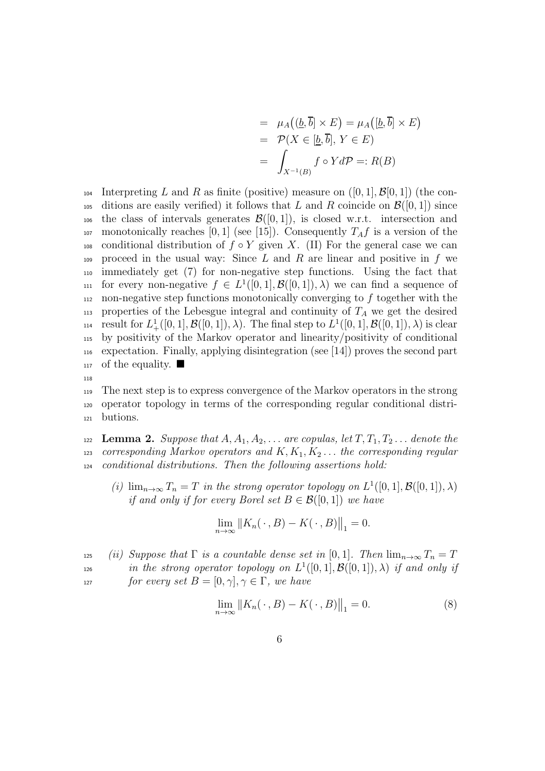$$
\begin{aligned}
&= \mu_A\big((\underline{b},\overline{b}] \times E\big) = \mu_A\big([\underline{b},\overline{b}] \times E\big) \\
&= \mathcal{P}(X \in [\underline{b},\overline{b}],\, Y \in E) \\
&= \int_{X^{-1}(B)} f \circ Y d\mathcal{P} =: R(B)
\end{aligned}
$$

Interpreting $L$ and $R$ as finite (positive) measure on $([0,1], \mathcal{B}[0,1])$ (the conditions are easily verified) it follows that $L$ and $R$ coincide on $\mathcal{B}([0,1])$ since the class of intervals generates $\mathcal{B}([0,1])$, is closed w.r.t. intersection and monotonically reaches $[0,1]$ (see [15]). Consequently $T_A f$ is a version of the conditional distribution of $f \circ Y$ given $X$. (II) For the general case we can proceed in the usual way: Since $L$ and $R$ are linear and positive in $f$ we immediately get (7) for non-negative step functions. Using the fact that for every non-negative $f \in L^1([0,1], \mathcal{B}([0,1]), \lambda)$ we can find a sequence of non-negative step functions monotonically converging to $f$ together with the properties of the Lebesgue integral and continuity of $T_A$ we get the desired result for $L^1_+([0,1], \mathcal{B}([0,1]), \lambda)$. The final step to $L^1([0,1], \mathcal{B}([0,1]), \lambda)$ is clear by positivity of the Markov operator and linearity/positivity of conditional expectation. Finally, applying disintegration (see [14]) proves the second part of the equality. ■

The next step is to express convergence of the Markov operators in the strong operator topology in terms of the corresponding regular conditional distributions.

**Lemma 2.** *Suppose that $A, A_1, A_2, \ldots$ are copulas, let $T, T_1, T_2 \ldots$ denote the corresponding Markov operators and $K, K_1, K_2 \ldots$ the corresponding regular conditional distributions. Then the following assertions hold:*

*(i) $\lim_{n\to\infty} T_n = T$ in the strong operator topology on $L^1([0,1], \mathcal{B}([0,1]), \lambda)$ if and only if for every Borel set $B \in \mathcal{B}([0,1])$ we have*

$$
\lim_{n\to\infty} \big\|K_n(\,\cdot\,, B) - K(\,\cdot\,, B)\big\|_1 = 0.
$$

*(ii) Suppose that $\Gamma$ is a countable dense set in $[0,1]$. Then $\lim_{n\to\infty} T_n = T$ in the strong operator topology on $L^1([0,1], \mathcal{B}([0,1]), \lambda)$ if and only if for every set $B = [0,\gamma], \gamma \in \Gamma$, we have*

$$
\lim_{n\to\infty} \big\|K_n(\,\cdot\,, B) - K(\,\cdot\,, B)\big\|_1 = 0. \tag{8}
$$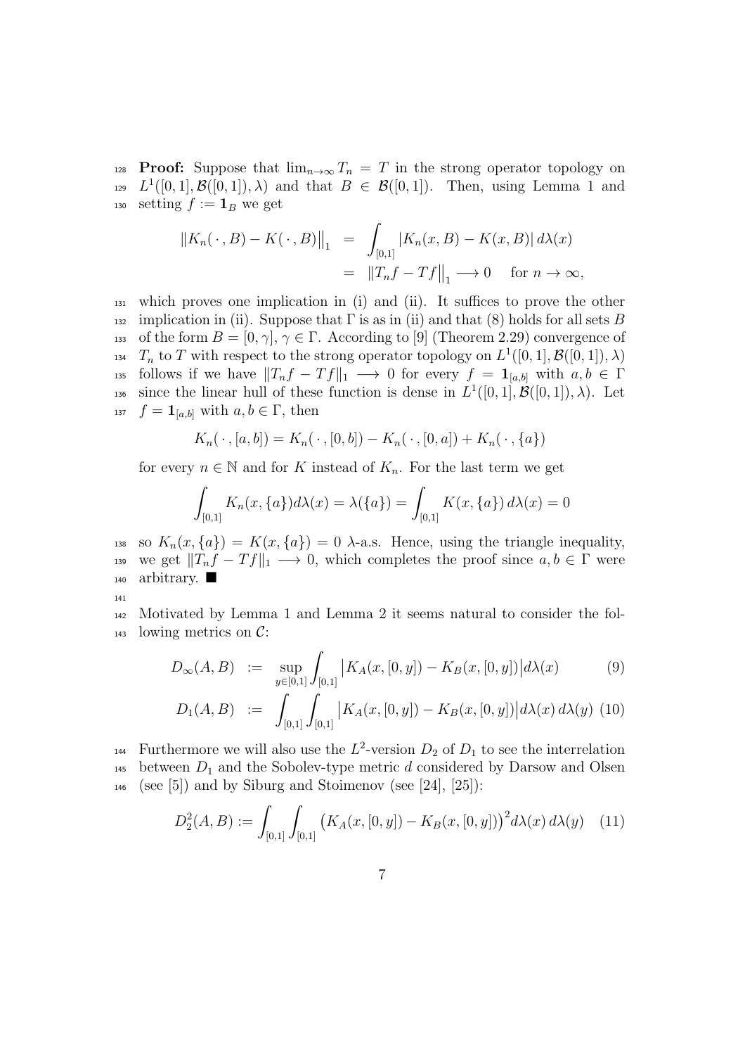**Proof:** Suppose that $\lim_{n\to\infty} T_n = T$ in the strong operator topology on $L^1([0,1], \mathcal{B}([0,1]), \lambda)$ and that $B \in \mathcal{B}([0,1])$. Then, using Lemma 1 and setting $f := \mathbf{1}_B$ we get

$$
\begin{aligned}
\|K_n(\,\cdot\,, B) - K(\,\cdot\,, B)\|_1 &= \int_{[0,1]} |K_n(x,B) - K(x,B)|\, d\lambda(x) \\
&= \|T_n f - Tf\|_1 \longrightarrow 0 \quad \text{for } n \to \infty,
\end{aligned}
$$

which proves one implication in (i) and (ii). It suffices to prove the other implication in (ii). Suppose that $\Gamma$ is as in (ii) and that (8) holds for all sets $B$ of the form $B = [0, \gamma]$, $\gamma \in \Gamma$. According to [9] (Theorem 2.29) convergence of $T_n$ to $T$ with respect to the strong operator topology on $L^1([0,1], \mathcal{B}([0,1]), \lambda)$ follows if we have $\|T_n f - Tf\|_1 \longrightarrow 0$ for every $f = \mathbf{1}_{[a,b]}$ with $a, b \in \Gamma$ since the linear hull of these function is dense in $L^1([0,1], \mathcal{B}([0,1]), \lambda)$. Let $f = \mathbf{1}_{[a,b]}$ with $a, b \in \Gamma$, then

$$
K_n(\,\cdot\,, [a,b]) = K_n(\,\cdot\,, [0,b]) - K_n(\,\cdot\,, [0,a]) + K_n(\,\cdot\,, \{a\})
$$

for every $n \in \mathbb{N}$ and for $K$ instead of $K_n$. For the last term we get

$$
\int_{[0,1]} K_n(x, \{a\}) d\lambda(x) = \lambda(\{a\}) = \int_{[0,1]} K(x, \{a\})\, d\lambda(x) = 0
$$

so $K_n(x, \{a\}) = K(x, \{a\}) = 0$ $\lambda$-a.s. Hence, using the triangle inequality, we get $\|T_n f - Tf\|_1 \longrightarrow 0$, which completes the proof since $a, b \in \Gamma$ were arbitrary. $\blacksquare$

Motivated by Lemma 1 and Lemma 2 it seems natural to consider the following metrics on $\mathcal{C}$:

$$
D_\infty(A,B) := \sup_{y\in[0,1]} \int_{[0,1]} \big|K_A(x,[0,y]) - K_B(x,[0,y])\big| d\lambda(x) \tag{9}
$$

$$
D_1(A,B) := \int_{[0,1]} \int_{[0,1]} \big|K_A(x,[0,y]) - K_B(x,[0,y])\big| d\lambda(x)\, d\lambda(y) \tag{10}
$$

Furthermore we will also use the $L^2$-version $D_2$ of $D_1$ to see the interrelation between $D_1$ and the Sobolev-type metric $d$ considered by Darsow and Olsen (see [5]) and by Siburg and Stoimenov (see [24], [25]):

$$
D_2^2(A,B) := \int_{[0,1]} \int_{[0,1]} \big(K_A(x,[0,y]) - K_B(x,[0,y])\big)^2 d\lambda(x)\, d\lambda(y) \tag{11}
$$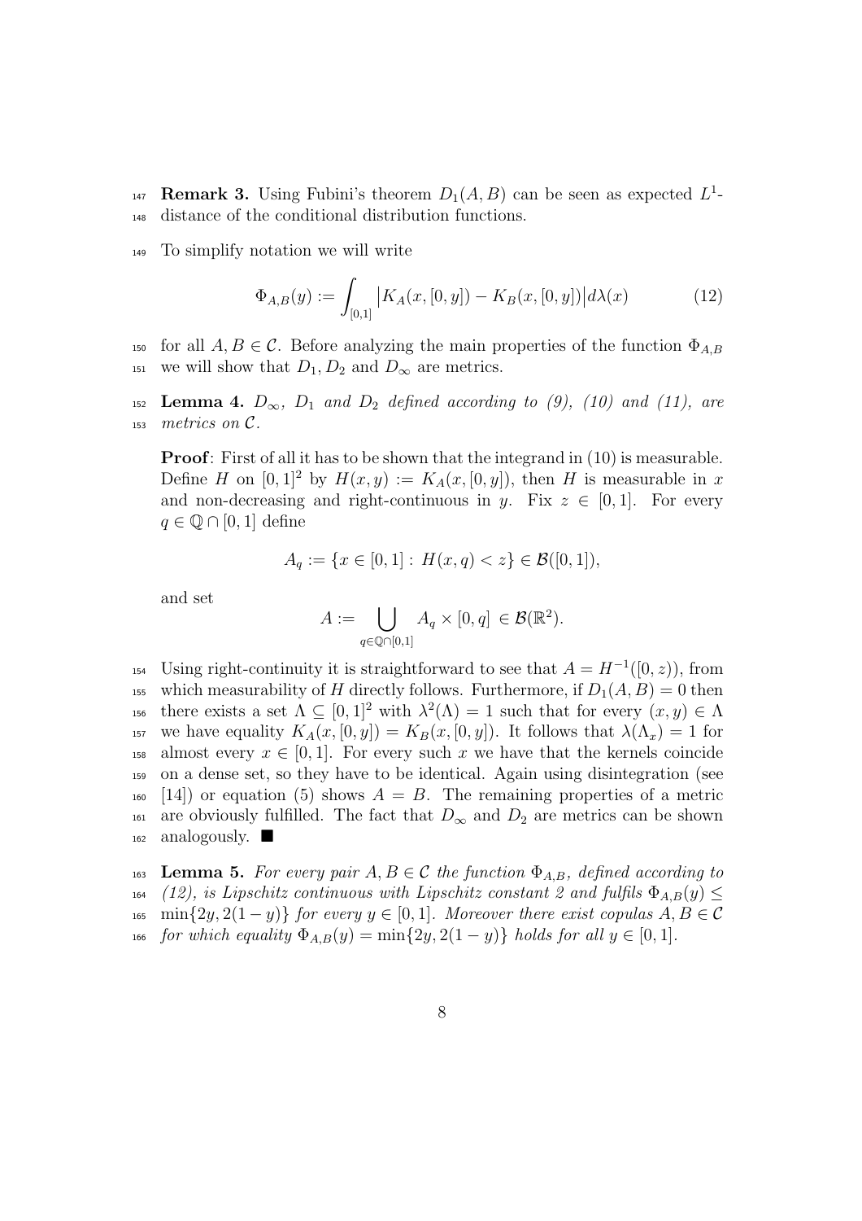**Remark 3.** Using Fubini's theorem $D_1(A,B)$ can be seen as expected $L^1$-distance of the conditional distribution functions.

To simplify notation we will write

$$\Phi_{A,B}(y) := \int_{[0,1]} \big|K_A(x,[0,y]) - K_B(x,[0,y])\big| d\lambda(x) \tag{12}$$

for all $A, B \in \mathcal{C}$. Before analyzing the main properties of the function $\Phi_{A,B}$ we will show that $D_1, D_2$ and $D_\infty$ are metrics.

**Lemma 4.** *$D_\infty$, $D_1$ and $D_2$ defined according to (9), (10) and (11), are metrics on $\mathcal{C}$.*

**Proof**: First of all it has to be shown that the integrand in (10) is measurable. Define $H$ on $[0,1]^2$ by $H(x,y) := K_A(x,[0,y])$, then $H$ is measurable in $x$ and non-decreasing and right-continuous in $y$. Fix $z \in [0,1]$. For every $q \in \mathbb{Q} \cap [0,1]$ define

$$A_q := \{x \in [0,1] : H(x,q) < z\} \in \mathcal{B}([0,1]),$$

and set

$$A := \bigcup_{q \in \mathbb{Q}\cap[0,1]} A_q \times [0,q] \in \mathcal{B}(\mathbb{R}^2).$$

Using right-continuity it is straightforward to see that $A = H^{-1}([0,z))$, from which measurability of $H$ directly follows. Furthermore, if $D_1(A,B) = 0$ then there exists a set $\Lambda \subseteq [0,1]^2$ with $\lambda^2(\Lambda) = 1$ such that for every $(x,y) \in \Lambda$ we have equality $K_A(x,[0,y]) = K_B(x,[0,y])$. It follows that $\lambda(\Lambda_x) = 1$ for almost every $x \in [0,1]$. For every such $x$ we have that the kernels coincide on a dense set, so they have to be identical. Again using disintegration (see [14]) or equation (5) shows $A = B$. The remaining properties of a metric are obviously fulfilled. The fact that $D_\infty$ and $D_2$ are metrics can be shown analogously. ■

**Lemma 5.** *For every pair $A, B \in \mathcal{C}$ the function $\Phi_{A,B}$, defined according to (12), is Lipschitz continuous with Lipschitz constant 2 and fulfils $\Phi_{A,B}(y) \leq \min\{2y, 2(1-y)\}$ for every $y \in [0,1]$. Moreover there exist copulas $A, B \in \mathcal{C}$ for which equality $\Phi_{A,B}(y) = \min\{2y, 2(1-y)\}$ holds for all $y \in [0,1]$.*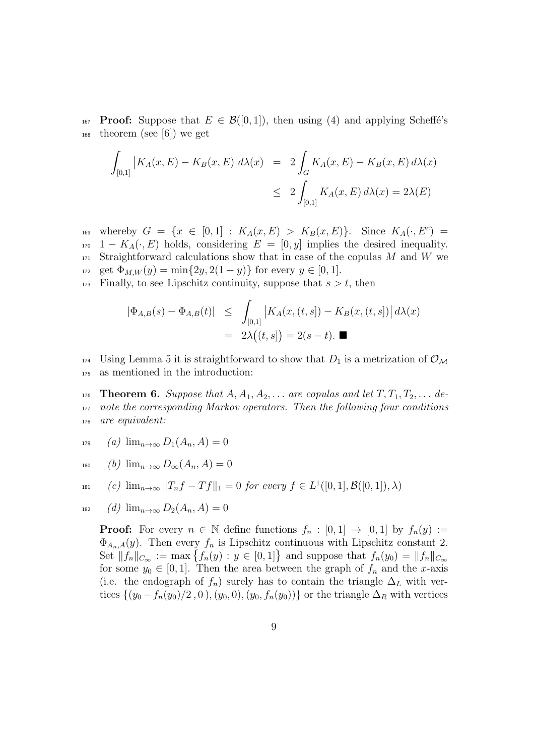**Proof:** Suppose that $E \in \mathcal{B}([0,1])$, then using (4) and applying Scheffé's theorem (see [6]) we get

$$\begin{aligned}
\int_{[0,1]} \big|K_A(x,E) - K_B(x,E)\big| d\lambda(x) &= 2\int_G K_A(x,E) - K_B(x,E)\, d\lambda(x) \\
&\leq 2\int_{[0,1]} K_A(x,E)\, d\lambda(x) = 2\lambda(E)
\end{aligned}$$

whereby $G = \{x \in [0,1] : K_A(x,E) > K_B(x,E)\}$. Since $K_A(\cdot, E^c) = 1 - K_A(\cdot, E)$ holds, considering $E = [0,y]$ implies the desired inequality. Straightforward calculations show that in case of the copulas $M$ and $W$ we get $\Phi_{M,W}(y) = \min\{2y, 2(1-y)\}$ for every $y \in [0,1]$.
Finally, to see Lipschitz continuity, suppose that $s > t$, then

$$\begin{aligned}
|\Phi_{A,B}(s) - \Phi_{A,B}(t)| &\leq \int_{[0,1]} \big|K_A(x,(t,s]) - K_B(x,(t,s])\big| d\lambda(x) \\
&= 2\lambda\big((t,s]\big) = 2(s-t). \blacksquare
\end{aligned}$$

Using Lemma 5 it is straightforward to show that $D_1$ is a metrization of $\mathcal{O}_{\mathcal{M}}$ as mentioned in the introduction:

**Theorem 6.** *Suppose that $A, A_1, A_2, \ldots$ are copulas and let $T, T_1, T_2, \ldots$ denote the corresponding Markov operators. Then the following four conditions are equivalent:*

*(a)* $\lim_{n\to\infty} D_1(A_n, A) = 0$

*(b)* $\lim_{n\to\infty} D_\infty(A_n, A) = 0$

*(c)* $\lim_{n\to\infty} \|T_n f - Tf\|_1 = 0$ *for every* $f \in L^1([0,1], \mathcal{B}([0,1]), \lambda)$

*(d)* $\lim_{n\to\infty} D_2(A_n, A) = 0$

**Proof:** For every $n \in \mathbb{N}$ define functions $f_n : [0,1] \to [0,1]$ by $f_n(y) := \Phi_{A_n,A}(y)$. Then every $f_n$ is Lipschitz continuous with Lipschitz constant 2. Set $\|f_n\|_{C_\infty} := \max\{f_n(y) : y \in [0,1]\}$ and suppose that $f_n(y_0) = \|f_n\|_{C_\infty}$ for some $y_0 \in [0,1]$. Then the area between the graph of $f_n$ and the $x$-axis (i.e. the endograph of $f_n$) surely has to contain the triangle $\Delta_L$ with vertices $\{(y_0 - f_n(y_0)/2\,, 0\,), (y_0, 0), (y_0, f_n(y_0))\}$ or the triangle $\Delta_R$ with vertices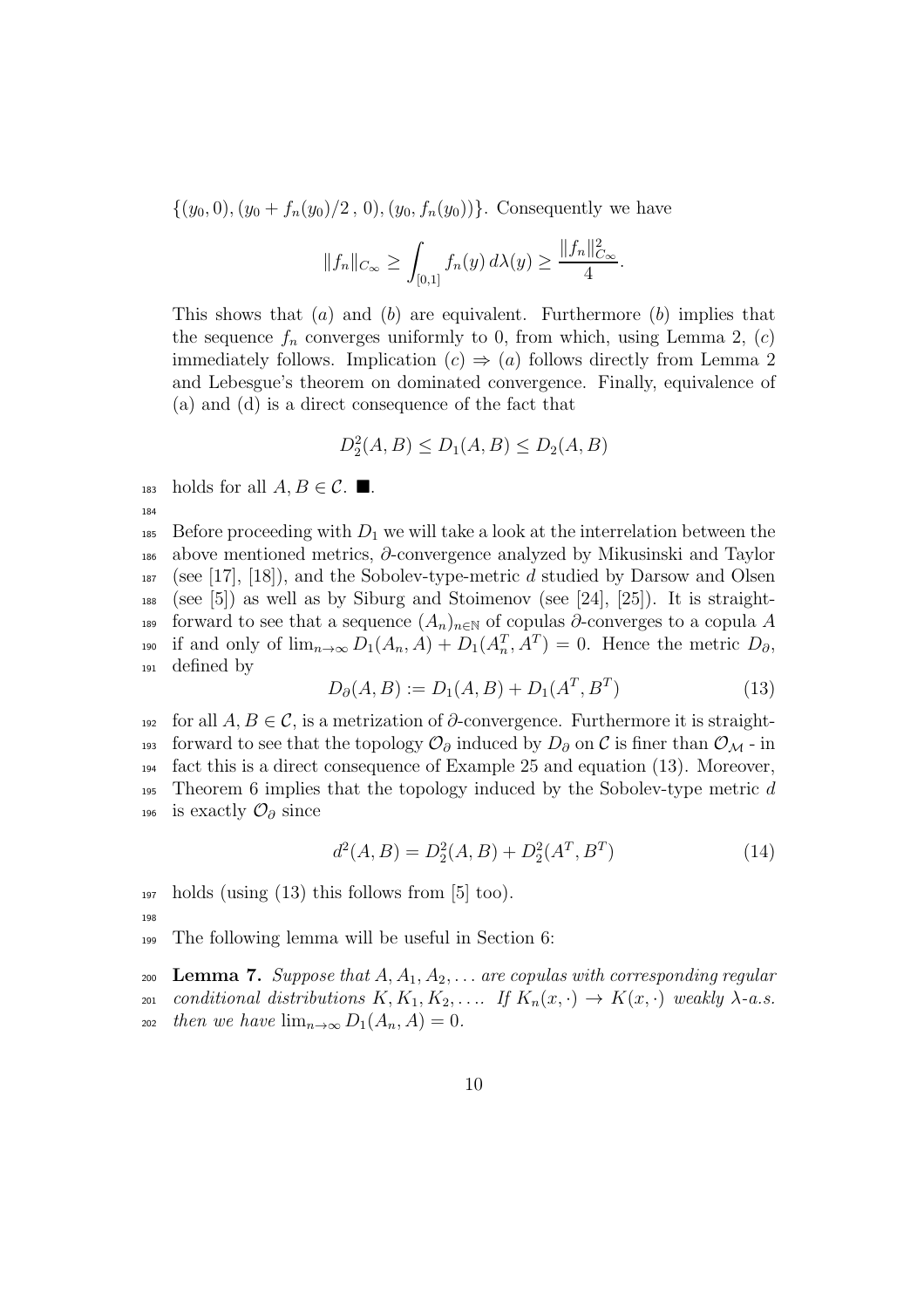$\{(y_0, 0), (y_0 + f_n(y_0)/2\,, 0), (y_0, f_n(y_0))\}$. Consequently we have

$$\|f_n\|_{C_\infty} \geq \int_{[0,1]} f_n(y)\, d\lambda(y) \geq \frac{\|f_n\|_{C_\infty}^2}{4}.$$

This shows that $(a)$ and $(b)$ are equivalent. Furthermore $(b)$ implies that the sequence $f_n$ converges uniformly to 0, from which, using Lemma 2, $(c)$ immediately follows. Implication $(c) \Rightarrow (a)$ follows directly from Lemma 2 and Lebesgue's theorem on dominated convergence. Finally, equivalence of (a) and (d) is a direct consequence of the fact that

$$D_2^2(A,B) \leq D_1(A,B) \leq D_2(A,B)$$

holds for all $A, B \in \mathcal{C}$. ■.

Before proceeding with $D_1$ we will take a look at the interrelation between the above mentioned metrics, $\partial$-convergence analyzed by Mikusinski and Taylor (see [17], [18]), and the Sobolev-type-metric $d$ studied by Darsow and Olsen (see [5]) as well as by Siburg and Stoimenov (see [24], [25]). It is straightforward to see that a sequence $(A_n)_{n\in\mathbb{N}}$ of copulas $\partial$-converges to a copula $A$ if and only of $\lim_{n\to\infty} D_1(A_n, A) + D_1(A_n^T, A^T) = 0$. Hence the metric $D_\partial$, defined by

$$D_\partial(A,B) := D_1(A,B) + D_1(A^T, B^T) \tag{13}$$

for all $A, B \in \mathcal{C}$, is a metrization of $\partial$-convergence. Furthermore it is straightforward to see that the topology $\mathcal{O}_\partial$ induced by $D_\partial$ on $\mathcal{C}$ is finer than $\mathcal{O}_\mathcal{M}$ - in fact this is a direct consequence of Example 25 and equation (13). Moreover, Theorem 6 implies that the topology induced by the Sobolev-type metric $d$ is exactly $\mathcal{O}_\partial$ since

$$d^2(A,B) = D_2^2(A,B) + D_2^2(A^T, B^T) \tag{14}$$

holds (using (13) this follows from [5] too).

The following lemma will be useful in Section 6:

**Lemma 7.** *Suppose that $A, A_1, A_2, \ldots$ are copulas with corresponding regular conditional distributions $K, K_1, K_2, \ldots$. If $K_n(x,\cdot) \to K(x,\cdot)$ weakly $\lambda$-a.s. then we have $\lim_{n\to\infty} D_1(A_n, A) = 0$.*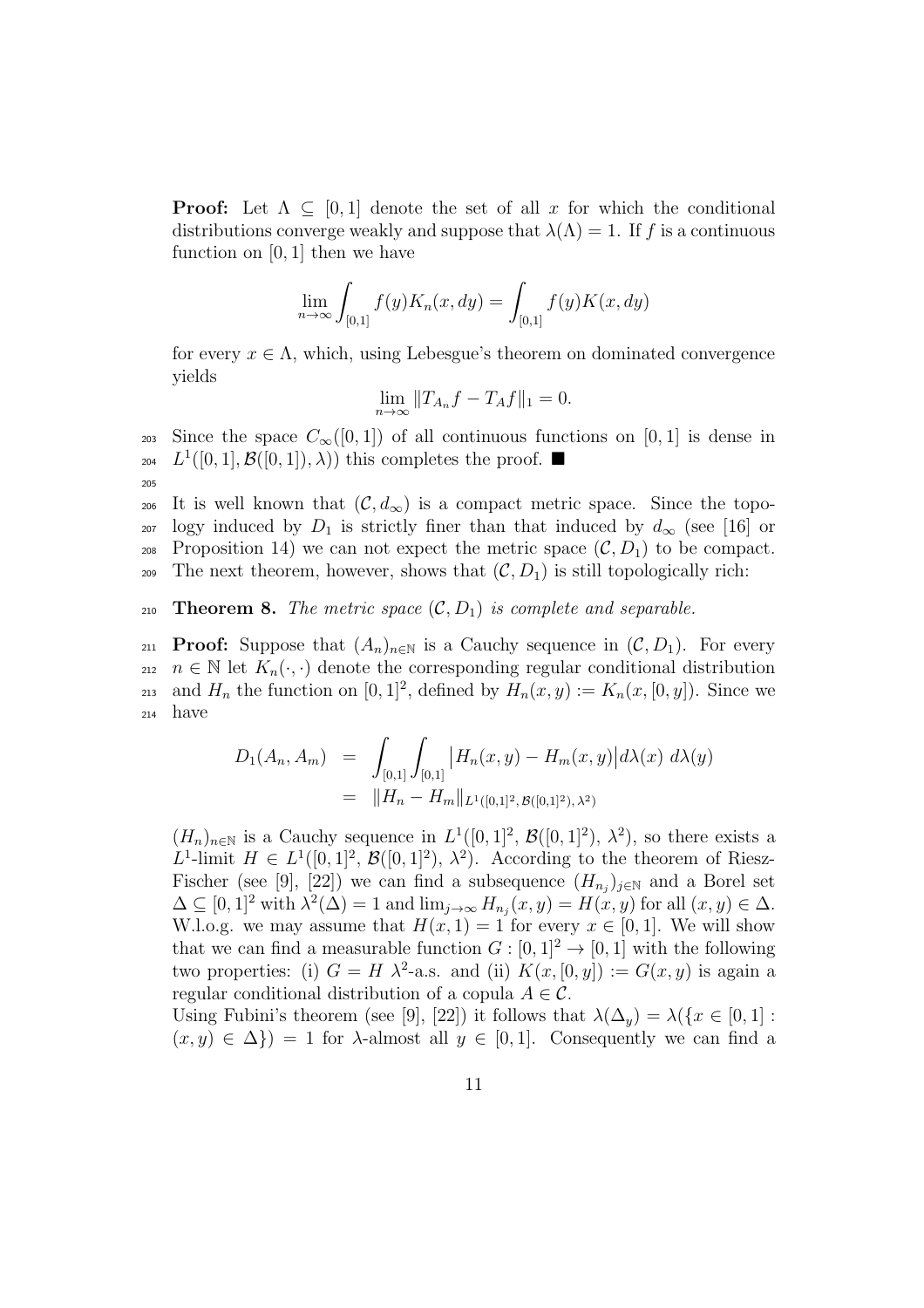**Proof:** Let $\Lambda \subseteq [0,1]$ denote the set of all $x$ for which the conditional distributions converge weakly and suppose that $\lambda(\Lambda) = 1$. If $f$ is a continuous function on $[0,1]$ then we have

$$\lim_{n\to\infty} \int_{[0,1]} f(y) K_n(x, dy) = \int_{[0,1]} f(y) K(x, dy)$$

for every $x \in \Lambda$, which, using Lebesgue's theorem on dominated convergence yields

$$\lim_{n\to\infty} \|T_{A_n} f - T_A f\|_1 = 0.$$

Since the space $C_\infty([0,1])$ of all continuous functions on $[0,1]$ is dense in $L^1([0,1], \mathcal{B}([0,1]), \lambda)$ this completes the proof. ■

It is well known that $(\mathcal{C}, d_\infty)$ is a compact metric space. Since the topology induced by $D_1$ is strictly finer than that induced by $d_\infty$ (see [16] or Proposition 14) we can not expect the metric space $(\mathcal{C}, D_1)$ to be compact. The next theorem, however, shows that $(\mathcal{C}, D_1)$ is still topologically rich:

**Theorem 8.** *The metric space $(\mathcal{C}, D_1)$ is complete and separable.*

**Proof:** Suppose that $(A_n)_{n\in\mathbb{N}}$ is a Cauchy sequence in $(\mathcal{C}, D_1)$. For every $n \in \mathbb{N}$ let $K_n(\cdot,\cdot)$ denote the corresponding regular conditional distribution and $H_n$ the function on $[0,1]^2$, defined by $H_n(x,y) := K_n(x, [0,y])$. Since we have

$$\begin{aligned} D_1(A_n, A_m) &= \int_{[0,1]} \int_{[0,1]} \big| H_n(x,y) - H_m(x,y) \big| d\lambda(x)\ d\lambda(y) \\ &= \|H_n - H_m\|_{L^1([0,1]^2,\, \mathcal{B}([0,1]^2),\, \lambda^2)} \end{aligned}$$

$(H_n)_{n\in\mathbb{N}}$ is a Cauchy sequence in $L^1([0,1]^2, \mathcal{B}([0,1]^2), \lambda^2)$, so there exists a $L^1$-limit $H \in L^1([0,1]^2, \mathcal{B}([0,1]^2), \lambda^2)$. According to the theorem of Riesz-Fischer (see [9], [22]) we can find a subsequence $(H_{n_j})_{j\in\mathbb{N}}$ and a Borel set $\Delta \subseteq [0,1]^2$ with $\lambda^2(\Delta) = 1$ and $\lim_{j\to\infty} H_{n_j}(x,y) = H(x,y)$ for all $(x,y) \in \Delta$. W.l.o.g. we may assume that $H(x,1) = 1$ for every $x \in [0,1]$. We will show that we can find a measurable function $G : [0,1]^2 \to [0,1]$ with the following two properties: (i) $G = H$ $\lambda^2$-a.s. and (ii) $K(x,[0,y]) := G(x,y)$ is again a regular conditional distribution of a copula $A \in \mathcal{C}$.

Using Fubini's theorem (see [9], [22]) it follows that $\lambda(\Delta_y) = \lambda(\{x \in [0,1] : (x,y) \in \Delta\}) = 1$ for $\lambda$-almost all $y \in [0,1]$. Consequently we can find a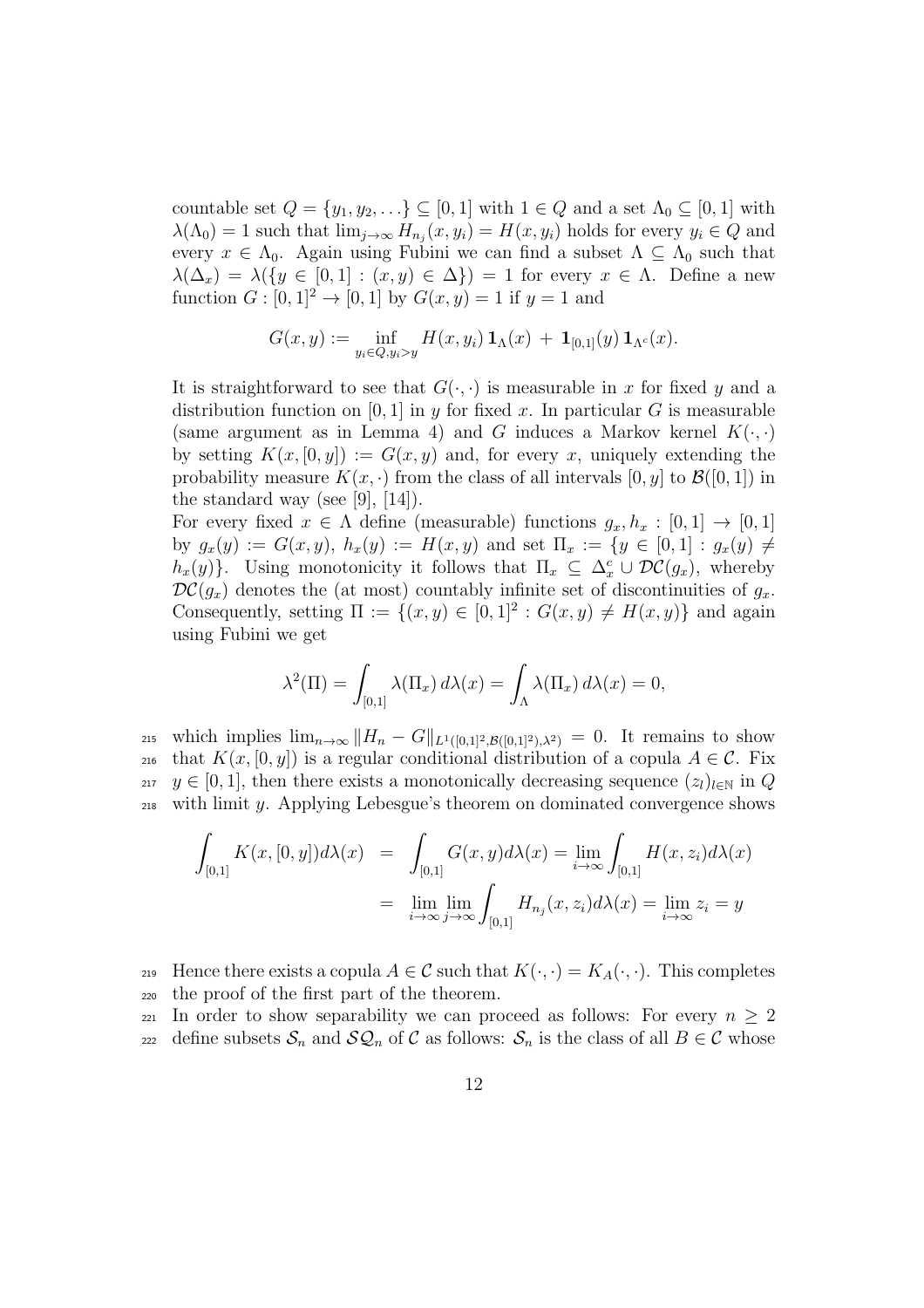countable set $Q = \{y_1, y_2, \ldots\} \subseteq [0,1]$ with $1 \in Q$ and a set $\Lambda_0 \subseteq [0,1]$ with $\lambda(\Lambda_0) = 1$ such that $\lim_{j\to\infty} H_{n_j}(x, y_i) = H(x, y_i)$ holds for every $y_i \in Q$ and every $x \in \Lambda_0$. Again using Fubini we can find a subset $\Lambda \subseteq \Lambda_0$ such that $\lambda(\Delta_x) = \lambda(\{y \in [0,1] : (x,y) \in \Delta\}) = 1$ for every $x \in \Lambda$. Define a new function $G : [0,1]^2 \to [0,1]$ by $G(x,y) = 1$ if $y = 1$ and

$$G(x,y) := \inf_{y_i \in Q, y_i > y} H(x, y_i)\, \mathbf{1}_\Lambda(x) \; + \; \mathbf{1}_{[0,1]}(y)\, \mathbf{1}_{\Lambda^c}(x).$$

It is straightforward to see that $G(\cdot,\cdot)$ is measurable in $x$ for fixed $y$ and a distribution function on $[0,1]$ in $y$ for fixed $x$. In particular $G$ is measurable (same argument as in Lemma 4) and $G$ induces a Markov kernel $K(\cdot,\cdot)$ by setting $K(x,[0,y]) := G(x,y)$ and, for every $x$, uniquely extending the probability measure $K(x,\cdot)$ from the class of all intervals $[0,y]$ to $\mathcal{B}([0,1])$ in the standard way (see [9], [14]).

For every fixed $x \in \Lambda$ define (measurable) functions $g_x, h_x : [0,1] \to [0,1]$ by $g_x(y) := G(x,y)$, $h_x(y) := H(x,y)$ and set $\Pi_x := \{y \in [0,1] : g_x(y) \neq h_x(y)\}$. Using monotonicity it follows that $\Pi_x \subseteq \Delta_x^c \cup \mathcal{DC}(g_x)$, whereby $\mathcal{DC}(g_x)$ denotes the (at most) countably infinite set of discontinuities of $g_x$. Consequently, setting $\Pi := \{(x,y) \in [0,1]^2 : G(x,y) \neq H(x,y)\}$ and again using Fubini we get

$$\lambda^2(\Pi) = \int_{[0,1]} \lambda(\Pi_x)\, d\lambda(x) = \int_\Lambda \lambda(\Pi_x)\, d\lambda(x) = 0,$$

which implies $\lim_{n\to\infty} \|H_n - G\|_{L^1([0,1]^2, \mathcal{B}([0,1]^2), \lambda^2)} = 0$. It remains to show that $K(x,[0,y])$ is a regular conditional distribution of a copula $A \in \mathcal{C}$. Fix $y \in [0,1]$, then there exists a monotonically decreasing sequence $(z_l)_{l\in\mathbb{N}}$ in $Q$ with limit $y$. Applying Lebesgue's theorem on dominated convergence shows

$$\begin{aligned}
\int_{[0,1]} K(x,[0,y]) d\lambda(x) &= \int_{[0,1]} G(x,y) d\lambda(x) = \lim_{i\to\infty} \int_{[0,1]} H(x,z_i) d\lambda(x) \\
&= \lim_{i\to\infty} \lim_{j\to\infty} \int_{[0,1]} H_{n_j}(x,z_i) d\lambda(x) = \lim_{i\to\infty} z_i = y
\end{aligned}$$

Hence there exists a copula $A \in \mathcal{C}$ such that $K(\cdot,\cdot) = K_A(\cdot,\cdot)$. This completes the proof of the first part of the theorem.

In order to show separability we can proceed as follows: For every $n \geq 2$ define subsets $\mathcal{S}_n$ and $\mathcal{SQ}_n$ of $\mathcal{C}$ as follows: $\mathcal{S}_n$ is the class of all $B \in \mathcal{C}$ whose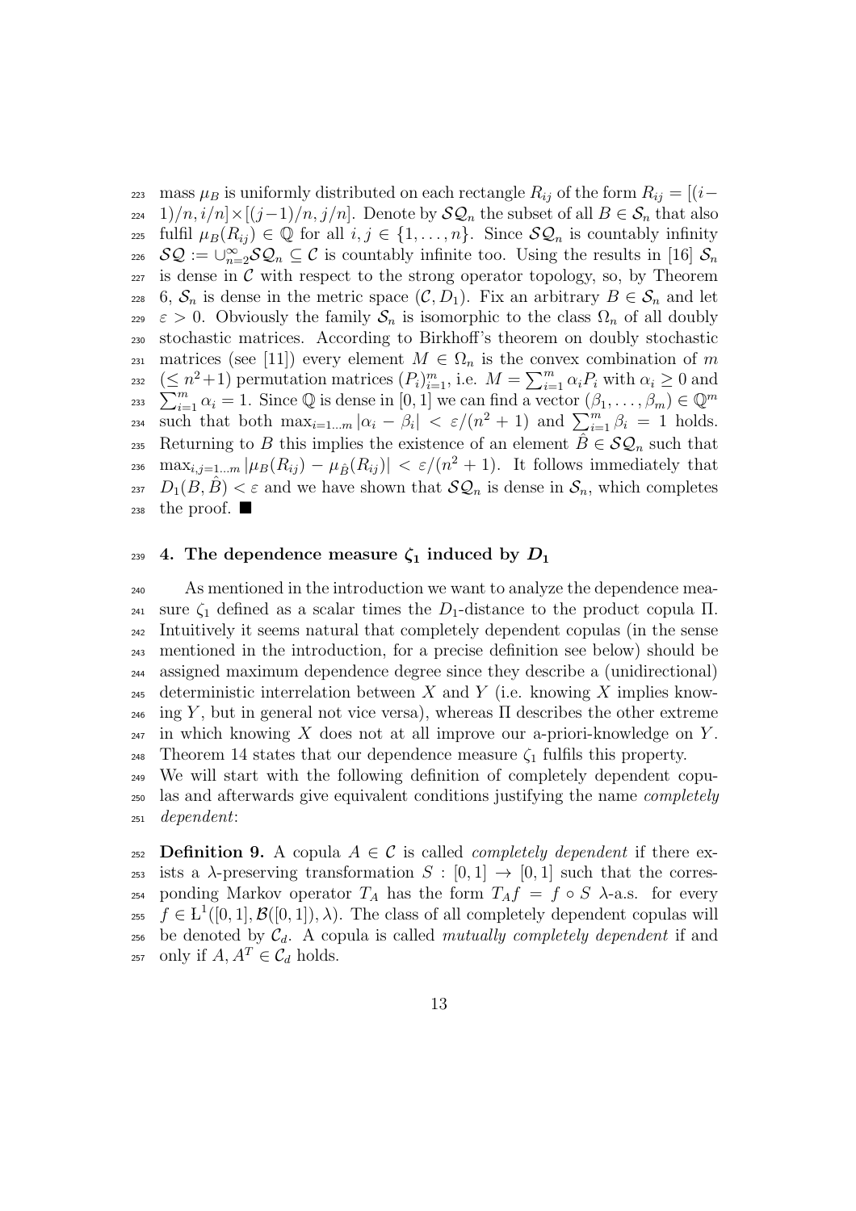mass $\mu_B$ is uniformly distributed on each rectangle $R_{ij}$ of the form $R_{ij} = [(i-1)/n, i/n] \times [(j-1)/n, j/n]$. Denote by $\mathcal{SQ}_n$ the subset of all $B \in \mathcal{S}_n$ that also fulfil $\mu_B(R_{ij}) \in \mathbb{Q}$ for all $i, j \in \{1, \ldots, n\}$. Since $\mathcal{SQ}_n$ is countably infinity $\mathcal{SQ} := \cup_{n=2}^{\infty} \mathcal{SQ}_n \subseteq \mathcal{C}$ is countably infinite too. Using the results in [16] $\mathcal{S}_n$ is dense in $\mathcal{C}$ with respect to the strong operator topology, so, by Theorem 6, $\mathcal{S}_n$ is dense in the metric space $(\mathcal{C}, D_1)$. Fix an arbitrary $B \in \mathcal{S}_n$ and let $\varepsilon > 0$. Obviously the family $\mathcal{S}_n$ is isomorphic to the class $\Omega_n$ of all doubly stochastic matrices. According to Birkhoff's theorem on doubly stochastic matrices (see [11]) every element $M \in \Omega_n$ is the convex combination of $m$ ($\leq n^2+1$) permutation matrices $(P_i)_{i=1}^m$, i.e. $M = \sum_{i=1}^m \alpha_i P_i$ with $\alpha_i \geq 0$ and $\sum_{i=1}^m \alpha_i = 1$. Since $\mathbb{Q}$ is dense in $[0, 1]$ we can find a vector $(\beta_1, \ldots, \beta_m) \in \mathbb{Q}^m$ such that both $\max_{i=1\ldots m} |\alpha_i - \beta_i| < \varepsilon/(n^2+1)$ and $\sum_{i=1}^m \beta_i = 1$ holds. Returning to $B$ this implies the existence of an element $\hat{B} \in \mathcal{SQ}_n$ such that $\max_{i,j=1\ldots m} |\mu_B(R_{ij}) - \mu_{\hat{B}}(R_{ij})| < \varepsilon/(n^2+1)$. It follows immediately that $D_1(B, \hat{B}) < \varepsilon$ and we have shown that $\mathcal{SQ}_n$ is dense in $\mathcal{S}_n$, which completes the proof. ■

## 4. The dependence measure $\zeta_1$ induced by $D_1$

As mentioned in the introduction we want to analyze the dependence measure $\zeta_1$ defined as a scalar times the $D_1$-distance to the product copula $\Pi$. Intuitively it seems natural that completely dependent copulas (in the sense mentioned in the introduction, for a precise definition see below) should be assigned maximum dependence degree since they describe a (unidirectional) deterministic interrelation between $X$ and $Y$ (i.e. knowing $X$ implies knowing $Y$, but in general not vice versa), whereas $\Pi$ describes the other extreme in which knowing $X$ does not at all improve our a-priori-knowledge on $Y$. Theorem 14 states that our dependence measure $\zeta_1$ fulfils this property.
We will start with the following definition of completely dependent copulas and afterwards give equivalent conditions justifying the name *completely dependent*:

**Definition 9.** A copula $A \in \mathcal{C}$ is called *completely dependent* if there exists a $\lambda$-preserving transformation $S : [0, 1] \to [0, 1]$ such that the corresponding Markov operator $T_A$ has the form $T_A f = f \circ S$ $\lambda$-a.s. for every $f \in L^1([0, 1], \mathcal{B}([0, 1]), \lambda)$. The class of all completely dependent copulas will be denoted by $\mathcal{C}_d$. A copula is called *mutually completely dependent* if and only if $A, A^T \in \mathcal{C}_d$ holds.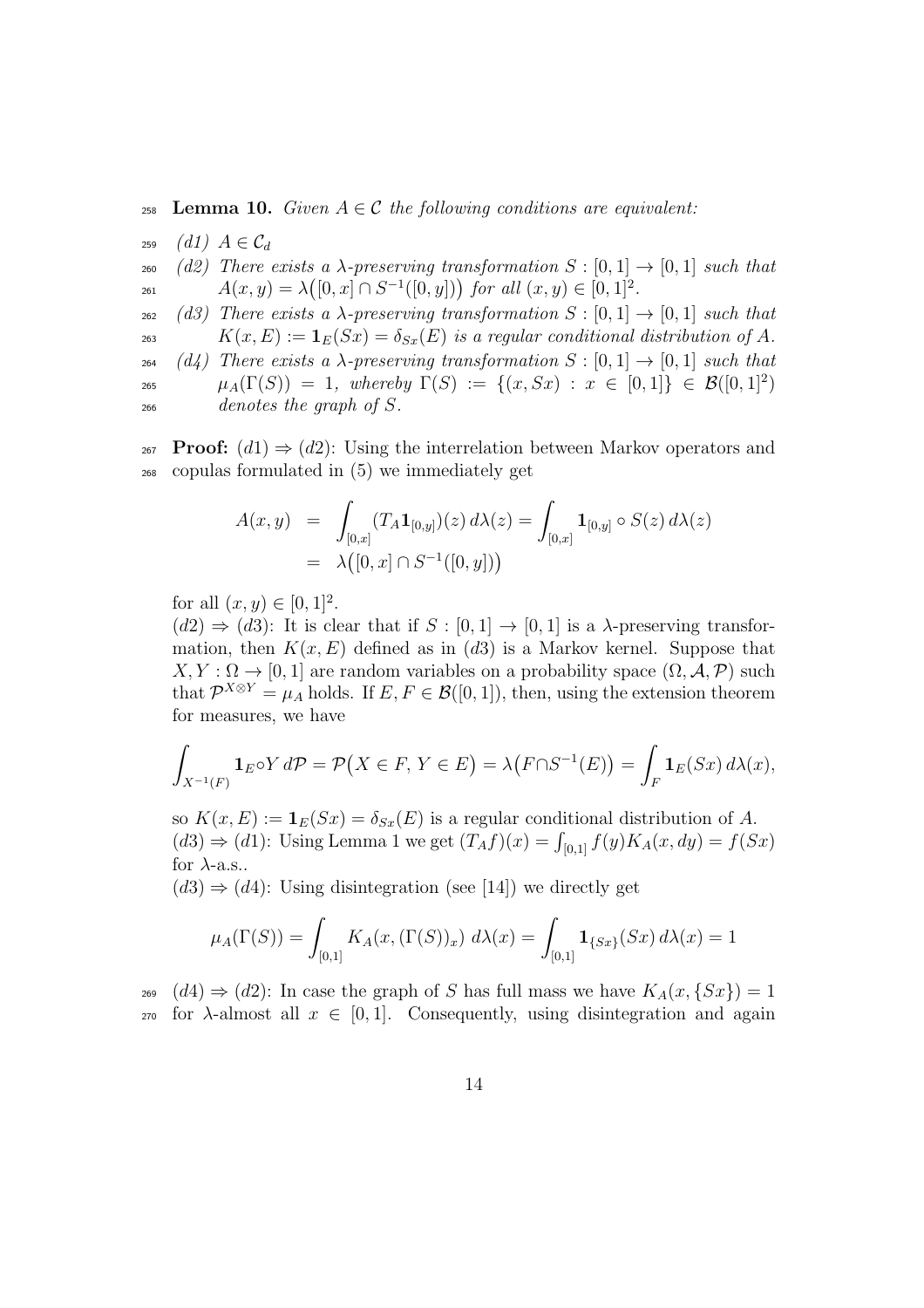**Lemma 10.** *Given $A \in \mathcal{C}$ the following conditions are equivalent:*

*(d1)* $A \in \mathcal{C}_d$

*(d2) There exists a $\lambda$-preserving transformation $S : [0,1] \to [0,1]$ such that $A(x,y) = \lambda\big([0,x] \cap S^{-1}([0,y])\big)$ for all $(x,y) \in [0,1]^2$.*

*(d3) There exists a $\lambda$-preserving transformation $S : [0,1] \to [0,1]$ such that $K(x,E) := \mathbf{1}_E(Sx) = \delta_{Sx}(E)$ is a regular conditional distribution of $A$.*

*(d4) There exists a $\lambda$-preserving transformation $S : [0,1] \to [0,1]$ such that $\mu_A(\Gamma(S)) = 1$, whereby $\Gamma(S) := \{(x, Sx) : x \in [0,1]\} \in \mathcal{B}([0,1]^2)$ denotes the graph of $S$.*

**Proof:** $(d1) \Rightarrow (d2)$: Using the interrelation between Markov operators and copulas formulated in (5) we immediately get

$$\begin{aligned} A(x,y) &= \int_{[0,x]} (T_A \mathbf{1}_{[0,y]})(z)\, d\lambda(z) = \int_{[0,x]} \mathbf{1}_{[0,y]} \circ S(z)\, d\lambda(z) \\ &= \lambda\big([0,x] \cap S^{-1}([0,y])\big) \end{aligned}$$

for all $(x,y) \in [0,1]^2$.

$(d2) \Rightarrow (d3)$: It is clear that if $S : [0,1] \to [0,1]$ is a $\lambda$-preserving transformation, then $K(x,E)$ defined as in $(d3)$ is a Markov kernel. Suppose that $X, Y : \Omega \to [0,1]$ are random variables on a probability space $(\Omega, \mathcal{A}, \mathcal{P})$ such that $\mathcal{P}^{X \otimes Y} = \mu_A$ holds. If $E, F \in \mathcal{B}([0,1])$, then, using the extension theorem for measures, we have

$$\int_{X^{-1}(F)} \mathbf{1}_E \circ Y \, d\mathcal{P} = \mathcal{P}\big(X \in F,\, Y \in E\big) = \lambda\big(F \cap S^{-1}(E)\big) = \int_F \mathbf{1}_E(Sx)\, d\lambda(x),$$

so $K(x,E) := \mathbf{1}_E(Sx) = \delta_{Sx}(E)$ is a regular conditional distribution of $A$.

$(d3) \Rightarrow (d1)$: Using Lemma 1 we get $(T_A f)(x) = \int_{[0,1]} f(y) K_A(x, dy) = f(Sx)$ for $\lambda$-a.s..

$(d3) \Rightarrow (d4)$: Using disintegration (see [14]) we directly get

$$\mu_A(\Gamma(S)) = \int_{[0,1]} K_A(x, (\Gamma(S))_x)\; d\lambda(x) = \int_{[0,1]} \mathbf{1}_{\{Sx\}}(Sx)\, d\lambda(x) = 1$$

$(d4) \Rightarrow (d2)$: In case the graph of $S$ has full mass we have $K_A(x, \{Sx\}) = 1$ for $\lambda$-almost all $x \in [0,1]$. Consequently, using disintegration and again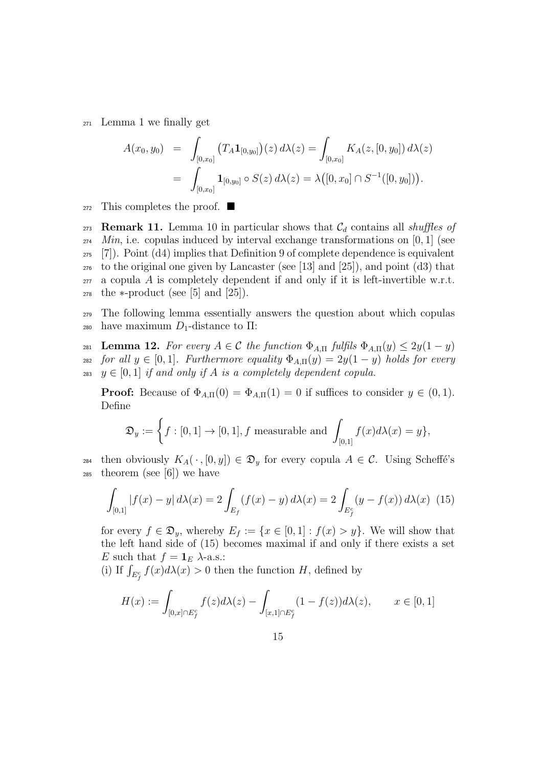Lemma 1 we finally get

$$
\begin{aligned}
A(x_0, y_0) &= \int_{[0,x_0]} \big(T_A \mathbf{1}_{[0,y_0]}\big)(z)\, d\lambda(z) = \int_{[0,x_0]} K_A(z, [0, y_0])\, d\lambda(z) \\
&= \int_{[0,x_0]} \mathbf{1}_{[0,y_0]} \circ S(z)\, d\lambda(z) = \lambda\big([0, x_0] \cap S^{-1}([0, y_0])\big).
\end{aligned}
$$

This completes the proof. ■

**Remark 11.** Lemma 10 in particular shows that $\mathcal{C}_d$ contains all *shuffles of Min*, i.e. copulas induced by interval exchange transformations on $[0, 1]$ (see [7]). Point (d4) implies that Definition 9 of complete dependence is equivalent to the original one given by Lancaster (see [13] and [25]), and point (d3) that a copula $A$ is completely dependent if and only if it is left-invertible w.r.t. the $*$-product (see [5] and [25]).

The following lemma essentially answers the question about which copulas have maximum $D_1$-distance to $\Pi$:

**Lemma 12.** *For every $A \in \mathcal{C}$ the function $\Phi_{A,\Pi}$ fulfils $\Phi_{A,\Pi}(y) \leq 2y(1-y)$ for all $y \in [0, 1]$. Furthermore equality $\Phi_{A,\Pi}(y) = 2y(1-y)$ holds for every $y \in [0, 1]$ if and only if $A$ is a completely dependent copula.*

**Proof:** Because of $\Phi_{A,\Pi}(0) = \Phi_{A,\Pi}(1) = 0$ if suffices to consider $y \in (0, 1)$. Define

$$
\mathfrak{D}_y := \left\{ f : [0, 1] \to [0, 1], f \text{ measurable and } \int_{[0,1]} f(x) d\lambda(x) = y \right\},
$$

then obviously $K_A(\,\cdot\,, [0, y]) \in \mathfrak{D}_y$ for every copula $A \in \mathcal{C}$. Using Scheffé's theorem (see [6]) we have

$$
\int_{[0,1]} |f(x) - y|\, d\lambda(x) = 2 \int_{E_f} (f(x) - y)\, d\lambda(x) = 2 \int_{E_f^c} (y - f(x))\, d\lambda(x) \quad (15)
$$

for every $f \in \mathfrak{D}_y$, whereby $E_f := \{x \in [0, 1] : f(x) > y\}$. We will show that the left hand side of (15) becomes maximal if and only if there exists a set $E$ such that $f = \mathbf{1}_E$ $\lambda$-a.s.:

(i) If $\int_{E_f^c} f(x) d\lambda(x) > 0$ then the function $H$, defined by

$$
H(x) := \int_{[0,x] \cap E_f^c} f(z) d\lambda(z) - \int_{[x,1] \cap E_f^c} (1 - f(z)) d\lambda(z), \qquad x \in [0, 1]
$$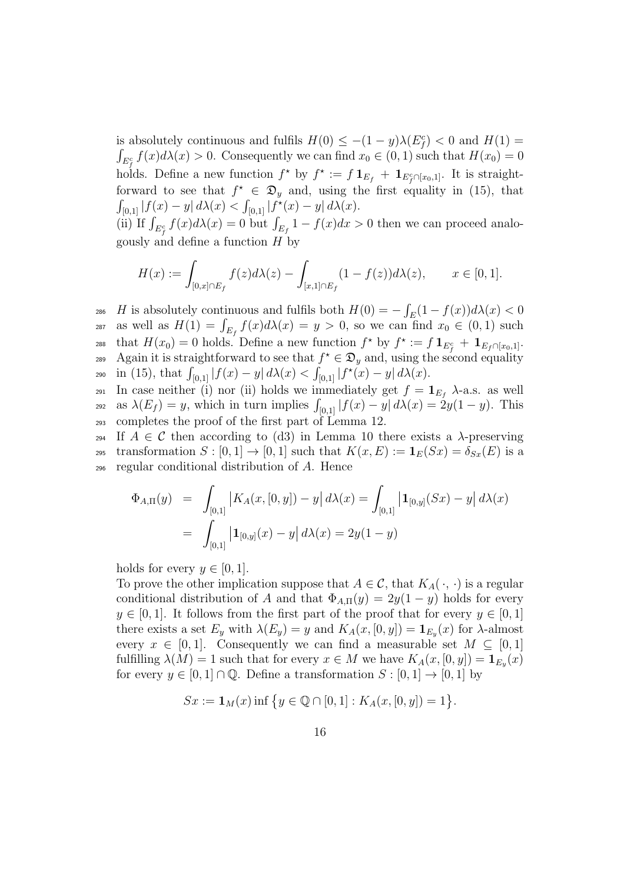is absolutely continuous and fulfils $H(0) \leq -(1-y)\lambda(E_f^c) < 0$ and $H(1) = \int_{E_f^c} f(x) d\lambda(x) > 0$. Consequently we can find $x_0 \in (0,1)$ such that $H(x_0) = 0$ holds. Define a new function $f^\star$ by $f^\star := f\,\mathbf{1}_{E_f} + \mathbf{1}_{E_f^c \cap [x_0,1]}$. It is straightforward to see that $f^\star \in \mathfrak{D}_y$ and, using the first equality in (15), that $\int_{[0,1]} |f(x) - y|\, d\lambda(x) < \int_{[0,1]} |f^\star(x) - y|\, d\lambda(x)$.

(ii) If $\int_{E_f^c} f(x) d\lambda(x) = 0$ but $\int_{E_f} 1 - f(x) dx > 0$ then we can proceed analogously and define a function $H$ by

$$H(x) := \int_{[0,x] \cap E_f} f(z) d\lambda(z) - \int_{[x,1] \cap E_f} (1 - f(z)) d\lambda(z), \qquad x \in [0,1].$$

$H$ is absolutely continuous and fulfils both $H(0) = -\int_E (1 - f(x)) d\lambda(x) < 0$ as well as $H(1) = \int_{E_f} f(x) d\lambda(x) = y > 0$, so we can find $x_0 \in (0,1)$ such that $H(x_0) = 0$ holds. Define a new function $f^\star$ by $f^\star := f\,\mathbf{1}_{E_f^c} + \mathbf{1}_{E_f \cap [x_0,1]}$. Again it is straightforward to see that $f^\star \in \mathfrak{D}_y$ and, using the second equality in (15), that $\int_{[0,1]} |f(x) - y|\, d\lambda(x) < \int_{[0,1]} |f^\star(x) - y|\, d\lambda(x)$.

In case neither (i) nor (ii) holds we immediately get $f = \mathbf{1}_{E_f}$ $\lambda$-a.s. as well as $\lambda(E_f) = y$, which in turn implies $\int_{[0,1]} |f(x) - y|\, d\lambda(x) = 2y(1-y)$. This completes the proof of the first part of Lemma 12.

If $A \in \mathcal{C}$ then according to (d3) in Lemma 10 there exists a $\lambda$-preserving transformation $S : [0,1] \to [0,1]$ such that $K(x, E) := \mathbf{1}_E(Sx) = \delta_{Sx}(E)$ is a regular conditional distribution of $A$. Hence

$$\begin{aligned}
\Phi_{A,\Pi}(y) &= \int_{[0,1]} \big| K_A(x, [0,y]) - y \big|\, d\lambda(x) = \int_{[0,1]} \big| \mathbf{1}_{[0,y]}(Sx) - y \big|\, d\lambda(x) \\
&= \int_{[0,1]} \big| \mathbf{1}_{[0,y]}(x) - y \big|\, d\lambda(x) = 2y(1-y)
\end{aligned}$$

holds for every $y \in [0,1]$.

To prove the other implication suppose that $A \in \mathcal{C}$, that $K_A(\,\cdot\,,\,\cdot\,)$ is a regular conditional distribution of $A$ and that $\Phi_{A,\Pi}(y) = 2y(1-y)$ holds for every $y \in [0,1]$. It follows from the first part of the proof that for every $y \in [0,1]$ there exists a set $E_y$ with $\lambda(E_y) = y$ and $K_A(x, [0,y]) = \mathbf{1}_{E_y}(x)$ for $\lambda$-almost every $x \in [0,1]$. Consequently we can find a measurable set $M \subseteq [0,1]$ fulfilling $\lambda(M) = 1$ such that for every $x \in M$ we have $K_A(x, [0,y]) = \mathbf{1}_{E_y}(x)$ for every $y \in [0,1] \cap \mathbb{Q}$. Define a transformation $S : [0,1] \to [0,1]$ by

$$Sx := \mathbf{1}_M(x) \inf \big\{ y \in \mathbb{Q} \cap [0,1] : K_A(x, [0,y]) = 1 \big\}.$$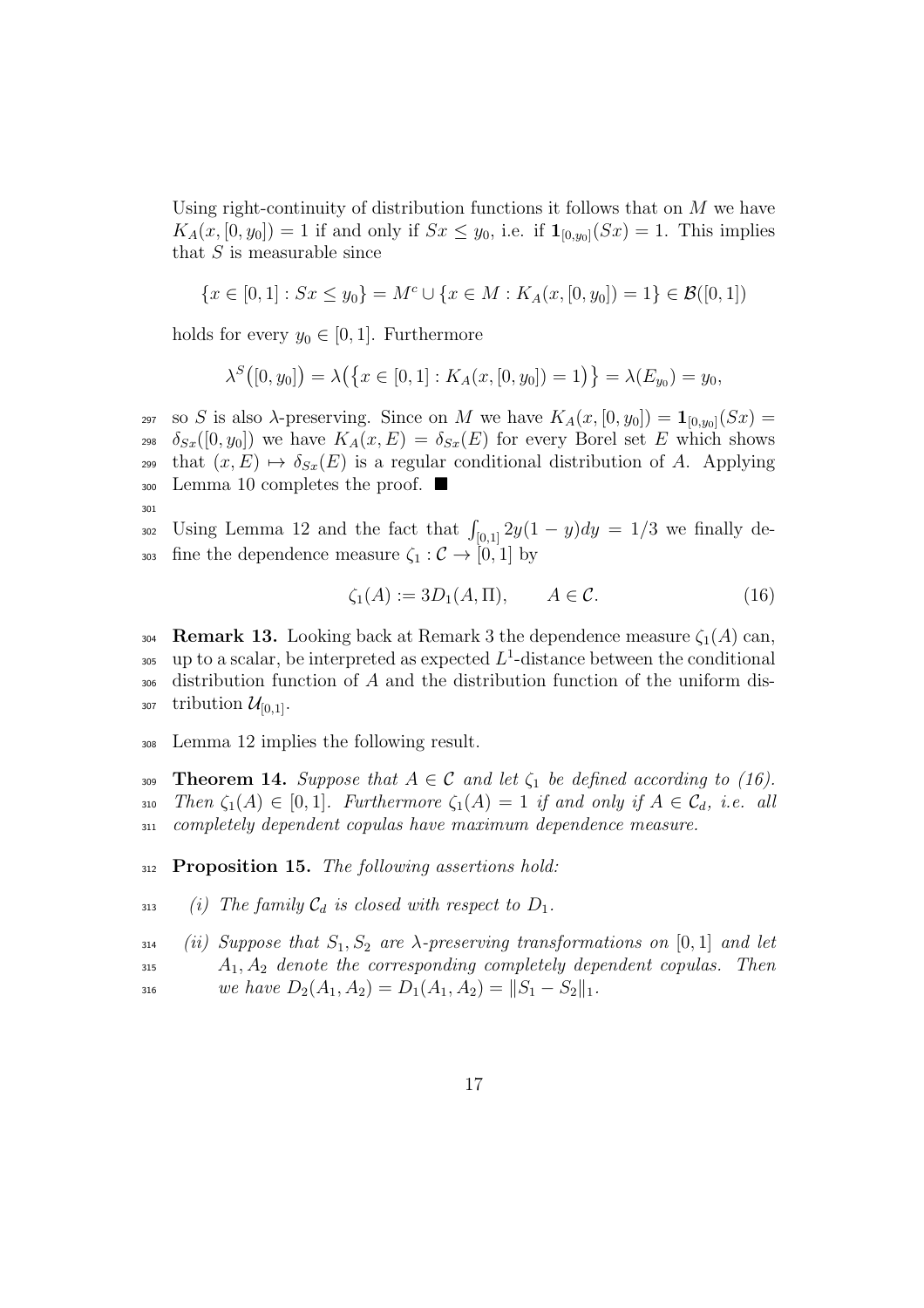Using right-continuity of distribution functions it follows that on $M$ we have $K_A(x,[0,y_0]) = 1$ if and only if $Sx \leq y_0$, i.e. if $\mathbf{1}_{[0,y_0]}(Sx) = 1$. This implies that $S$ is measurable since

$$\{x \in [0,1] : Sx \leq y_0\} = M^c \cup \{x \in M : K_A(x,[0,y_0]) = 1\} \in \mathcal{B}([0,1])$$

holds for every $y_0 \in [0,1]$. Furthermore

$$\lambda^S\big([0,y_0]\big) = \lambda\big(\{x \in [0,1] : K_A(x,[0,y_0]) = 1)\big\} = \lambda(E_{y_0}) = y_0,$$

so $S$ is also $\lambda$-preserving. Since on $M$ we have $K_A(x,[0,y_0]) = \mathbf{1}_{[0,y_0]}(Sx) = \delta_{Sx}([0,y_0])$ we have $K_A(x,E) = \delta_{Sx}(E)$ for every Borel set $E$ which shows that $(x,E) \mapsto \delta_{Sx}(E)$ is a regular conditional distribution of $A$. Applying Lemma 10 completes the proof. ■

Using Lemma 12 and the fact that $\int_{[0,1]} 2y(1-y)dy = 1/3$ we finally define the dependence measure $\zeta_1 : \mathcal{C} \to [0,1]$ by

$$\zeta_1(A) := 3D_1(A,\Pi), \qquad A \in \mathcal{C}. \tag{16}$$

**Remark 13.** Looking back at Remark 3 the dependence measure $\zeta_1(A)$ can, up to a scalar, be interpreted as expected $L^1$-distance between the conditional distribution function of $A$ and the distribution function of the uniform distribution $\mathcal{U}_{[0,1]}$.

Lemma 12 implies the following result.

**Theorem 14.** *Suppose that $A \in \mathcal{C}$ and let $\zeta_1$ be defined according to (16). Then $\zeta_1(A) \in [0,1]$. Furthermore $\zeta_1(A) = 1$ if and only if $A \in \mathcal{C}_d$, i.e. all completely dependent copulas have maximum dependence measure.*

**Proposition 15.** *The following assertions hold:*

*(i) The family $\mathcal{C}_d$ is closed with respect to $D_1$.*

*(ii) Suppose that $S_1, S_2$ are $\lambda$-preserving transformations on $[0,1]$ and let $A_1, A_2$ denote the corresponding completely dependent copulas. Then we have $D_2(A_1,A_2) = D_1(A_1,A_2) = \|S_1 - S_2\|_1$.*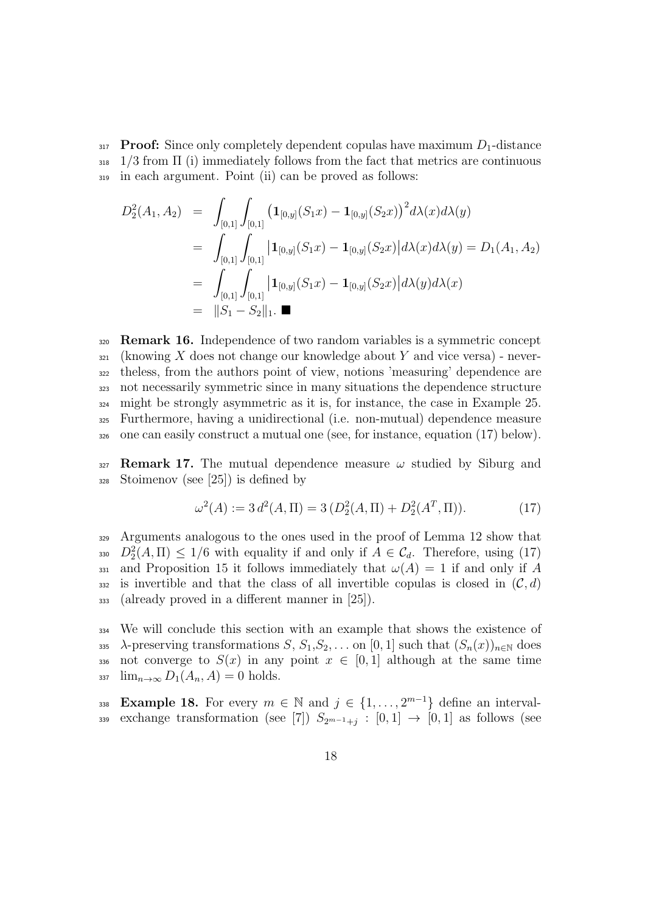**Proof:** Since only completely dependent copulas have maximum $D_1$-distance $1/3$ from $\Pi$ (i) immediately follows from the fact that metrics are continuous in each argument. Point (ii) can be proved as follows:

$$
\begin{aligned}
D_2^2(A_1, A_2) &= \int_{[0,1]} \int_{[0,1]} \big(\mathbf{1}_{[0,y]}(S_1 x) - \mathbf{1}_{[0,y]}(S_2 x)\big)^2 d\lambda(x) d\lambda(y) \\
&= \int_{[0,1]} \int_{[0,1]} \big|\mathbf{1}_{[0,y]}(S_1 x) - \mathbf{1}_{[0,y]}(S_2 x)\big| d\lambda(x) d\lambda(y) = D_1(A_1, A_2) \\
&= \int_{[0,1]} \int_{[0,1]} \big|\mathbf{1}_{[0,y]}(S_1 x) - \mathbf{1}_{[0,y]}(S_2 x)\big| d\lambda(y) d\lambda(x) \\
&= \|S_1 - S_2\|_1. \blacksquare
\end{aligned}
$$

**Remark 16.** Independence of two random variables is a symmetric concept (knowing $X$ does not change our knowledge about $Y$ and vice versa) - nevertheless, from the authors point of view, notions 'measuring' dependence are not necessarily symmetric since in many situations the dependence structure might be strongly asymmetric as it is, for instance, the case in Example 25. Furthermore, having a unidirectional (i.e. non-mutual) dependence measure one can easily construct a mutual one (see, for instance, equation (17) below).

**Remark 17.** The mutual dependence measure $\omega$ studied by Siburg and Stoimenov (see [25]) is defined by

$$
\omega^2(A) := 3\, d^2(A, \Pi) = 3\, (D_2^2(A, \Pi) + D_2^2(A^T, \Pi)). \tag{17}
$$

Arguments analogous to the ones used in the proof of Lemma 12 show that $D_2^2(A, \Pi) \leq 1/6$ with equality if and only if $A \in \mathcal{C}_d$. Therefore, using (17) and Proposition 15 it follows immediately that $\omega(A) = 1$ if and only if $A$ is invertible and that the class of all invertible copulas is closed in $(\mathcal{C}, d)$ (already proved in a different manner in [25]).

We will conclude this section with an example that shows the existence of $\lambda$-preserving transformations $S, S_1, S_2, \ldots$ on $[0,1]$ such that $(S_n(x))_{n \in \mathbb{N}}$ does not converge to $S(x)$ in any point $x \in [0,1]$ although at the same time $\lim_{n\to\infty} D_1(A_n, A) = 0$ holds.

**Example 18.** For every $m \in \mathbb{N}$ and $j \in \{1, \ldots, 2^{m-1}\}$ define an interval-exchange transformation (see [7]) $S_{2^{m-1}+j} : [0,1] \to [0,1]$ as follows (see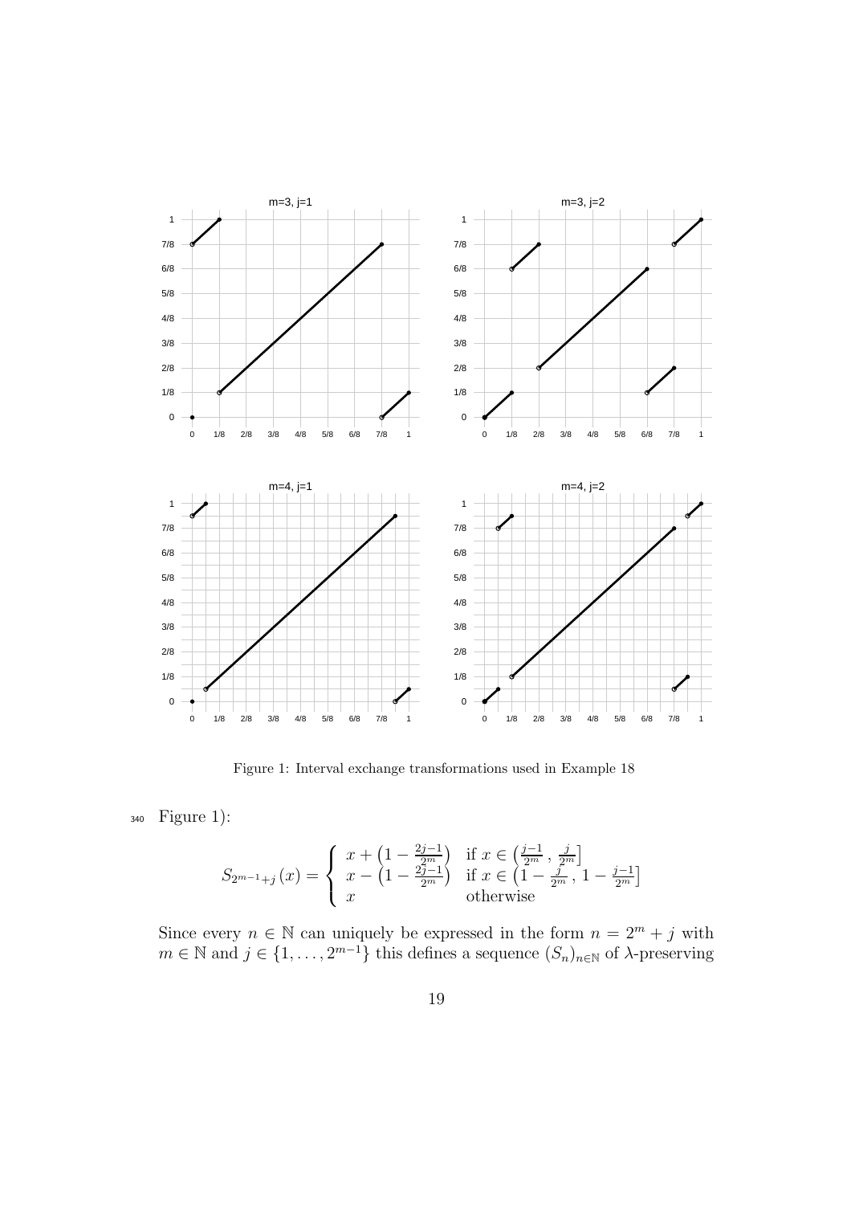Figure 1: Interval exchange transformations used in Example 18

Figure 1):

$$S_{2^{m-1}+j}(x) = \begin{cases} x + \left(1 - \frac{2j-1}{2^m}\right) & \text{if } x \in \left(\frac{j-1}{2^m}, \frac{j}{2^m}\right] \\ x - \left(1 - \frac{2j-1}{2^m}\right) & \text{if } x \in \left(1 - \frac{j}{2^m}, 1 - \frac{j-1}{2^m}\right] \\ x & \text{otherwise} \end{cases}$$

Since every $n \in \mathbb{N}$ can uniquely be expressed in the form $n = 2^m + j$ with $m \in \mathbb{N}$ and $j \in \{1, \ldots, 2^{m-1}\}$ this defines a sequence $(S_n)_{n \in \mathbb{N}}$ of $\lambda$-preserving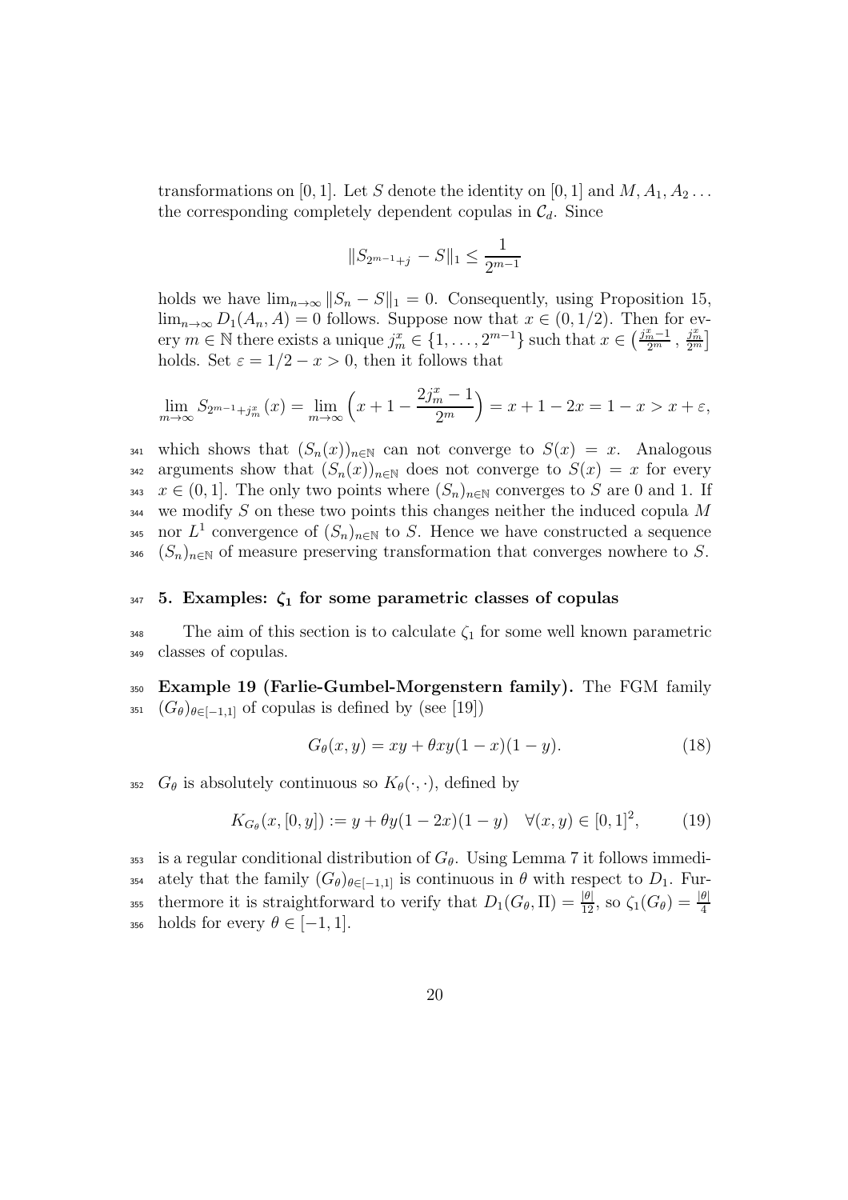transformations on $[0,1]$. Let $S$ denote the identity on $[0,1]$ and $M, A_1, A_2 \ldots$ the corresponding completely dependent copulas in $\mathcal{C}_d$. Since

$$\|S_{2^{m-1}+j} - S\|_1 \leq \frac{1}{2^{m-1}}$$

holds we have $\lim_{n\to\infty} \|S_n - S\|_1 = 0$. Consequently, using Proposition 15, $\lim_{n\to\infty} D_1(A_n, A) = 0$ follows. Suppose now that $x \in (0, 1/2)$. Then for every $m \in \mathbb{N}$ there exists a unique $j_m^x \in \{1, \ldots, 2^{m-1}\}$ such that $x \in \left(\frac{j_m^x - 1}{2^m}, \frac{j_m^x}{2^m}\right]$ holds. Set $\varepsilon = 1/2 - x > 0$, then it follows that

$$\lim_{m\to\infty} S_{2^{m-1}+j_m^x}(x) = \lim_{m\to\infty} \left(x + 1 - \frac{2j_m^x - 1}{2^m}\right) = x + 1 - 2x = 1 - x > x + \varepsilon,$$

which shows that $(S_n(x))_{n\in\mathbb{N}}$ can not converge to $S(x) = x$. Analogous arguments show that $(S_n(x))_{n\in\mathbb{N}}$ does not converge to $S(x) = x$ for every $x \in (0, 1]$. The only two points where $(S_n)_{n\in\mathbb{N}}$ converges to $S$ are 0 and 1. If we modify $S$ on these two points this changes neither the induced copula $M$ nor $L^1$ convergence of $(S_n)_{n\in\mathbb{N}}$ to $S$. Hence we have constructed a sequence $(S_n)_{n\in\mathbb{N}}$ of measure preserving transformation that converges nowhere to $S$.

## 5. Examples: $\zeta_1$ for some parametric classes of copulas

The aim of this section is to calculate $\zeta_1$ for some well known parametric classes of copulas.

**Example 19 (Farlie-Gumbel-Morgenstern family).** The FGM family $(G_\theta)_{\theta\in[-1,1]}$ of copulas is defined by (see [19])

$$G_\theta(x, y) = xy + \theta xy(1 - x)(1 - y). \tag{18}$$

$G_\theta$ is absolutely continuous so $K_\theta(\cdot, \cdot)$, defined by

$$K_{G_\theta}(x, [0, y]) := y + \theta y(1 - 2x)(1 - y) \quad \forall (x, y) \in [0, 1]^2, \tag{19}$$

is a regular conditional distribution of $G_\theta$. Using Lemma 7 it follows immediately that the family $(G_\theta)_{\theta\in[-1,1]}$ is continuous in $\theta$ with respect to $D_1$. Furthermore it is straightforward to verify that $D_1(G_\theta, \Pi) = \frac{|\theta|}{12}$, so $\zeta_1(G_\theta) = \frac{|\theta|}{4}$ holds for every $\theta \in [-1, 1]$.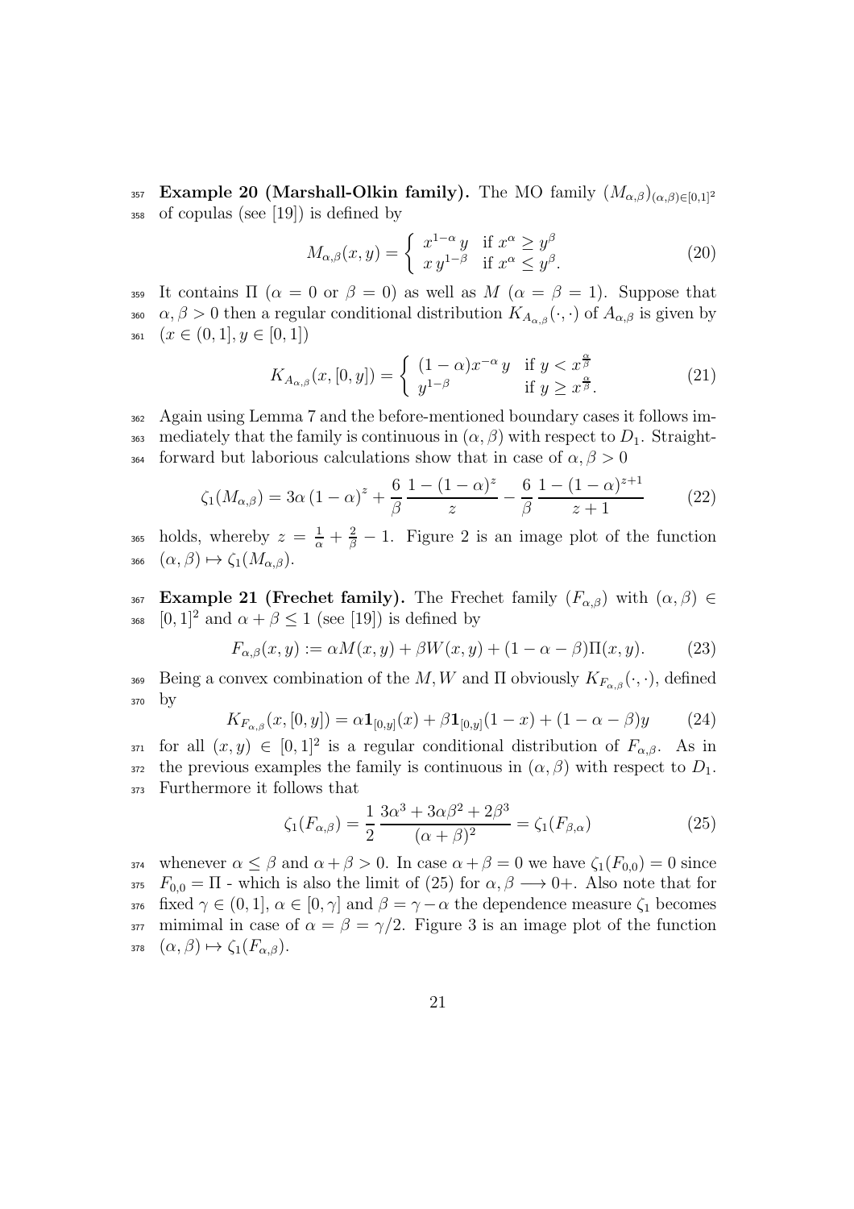**Example 20 (Marshall-Olkin family).** The MO family $(M_{\alpha,\beta})_{(\alpha,\beta)\in[0,1]^2}$ of copulas (see [19]) is defined by

$$M_{\alpha,\beta}(x,y) = \begin{cases} x^{1-\alpha}\, y & \text{if } x^\alpha \geq y^\beta \\ x\, y^{1-\beta} & \text{if } x^\alpha \leq y^\beta. \end{cases} \tag{20}$$

It contains $\Pi$ ($\alpha = 0$ or $\beta = 0$) as well as $M$ ($\alpha = \beta = 1$). Suppose that $\alpha, \beta > 0$ then a regular conditional distribution $K_{A_{\alpha,\beta}}(\cdot,\cdot)$ of $A_{\alpha,\beta}$ is given by ($x \in (0,1], y \in [0,1]$)

$$K_{A_{\alpha,\beta}}(x,[0,y]) = \begin{cases} (1-\alpha)x^{-\alpha}\, y & \text{if } y < x^{\frac{\alpha}{\beta}} \\ y^{1-\beta} & \text{if } y \geq x^{\frac{\alpha}{\beta}}. \end{cases} \tag{21}$$

Again using Lemma 7 and the before-mentioned boundary cases it follows immediately that the family is continuous in $(\alpha,\beta)$ with respect to $D_1$. Straightforward but laborious calculations show that in case of $\alpha, \beta > 0$

$$\zeta_1(M_{\alpha,\beta}) = 3\alpha\,(1-\alpha)^z + \frac{6}{\beta}\,\frac{1-(1-\alpha)^z}{z} - \frac{6}{\beta}\,\frac{1-(1-\alpha)^{z+1}}{z+1} \tag{22}$$

holds, whereby $z = \frac{1}{\alpha} + \frac{2}{\beta} - 1$. Figure 2 is an image plot of the function $(\alpha,\beta) \mapsto \zeta_1(M_{\alpha,\beta})$.

**Example 21 (Frechet family).** The Frechet family $(F_{\alpha,\beta})$ with $(\alpha,\beta) \in [0,1]^2$ and $\alpha + \beta \leq 1$ (see [19]) is defined by

$$F_{\alpha,\beta}(x,y) := \alpha M(x,y) + \beta W(x,y) + (1-\alpha-\beta)\Pi(x,y). \tag{23}$$

Being a convex combination of the $M, W$ and $\Pi$ obviously $K_{F_{\alpha,\beta}}(\cdot,\cdot)$, defined by

$$K_{F_{\alpha,\beta}}(x,[0,y]) = \alpha \mathbf{1}_{[0,y]}(x) + \beta \mathbf{1}_{[0,y]}(1-x) + (1-\alpha-\beta)y \tag{24}$$

for all $(x,y) \in [0,1]^2$ is a regular conditional distribution of $F_{\alpha,\beta}$. As in the previous examples the family is continuous in $(\alpha,\beta)$ with respect to $D_1$. Furthermore it follows that

$$\zeta_1(F_{\alpha,\beta}) = \frac{1}{2}\,\frac{3\alpha^3 + 3\alpha\beta^2 + 2\beta^3}{(\alpha+\beta)^2} = \zeta_1(F_{\beta,\alpha}) \tag{25}$$

whenever $\alpha \leq \beta$ and $\alpha + \beta > 0$. In case $\alpha + \beta = 0$ we have $\zeta_1(F_{0,0}) = 0$ since $F_{0,0} = \Pi$ - which is also the limit of (25) for $\alpha, \beta \longrightarrow 0+$. Also note that for fixed $\gamma \in (0,1]$, $\alpha \in [0,\gamma]$ and $\beta = \gamma - \alpha$ the dependence measure $\zeta_1$ becomes mimimal in case of $\alpha = \beta = \gamma/2$. Figure 3 is an image plot of the function $(\alpha,\beta) \mapsto \zeta_1(F_{\alpha,\beta})$.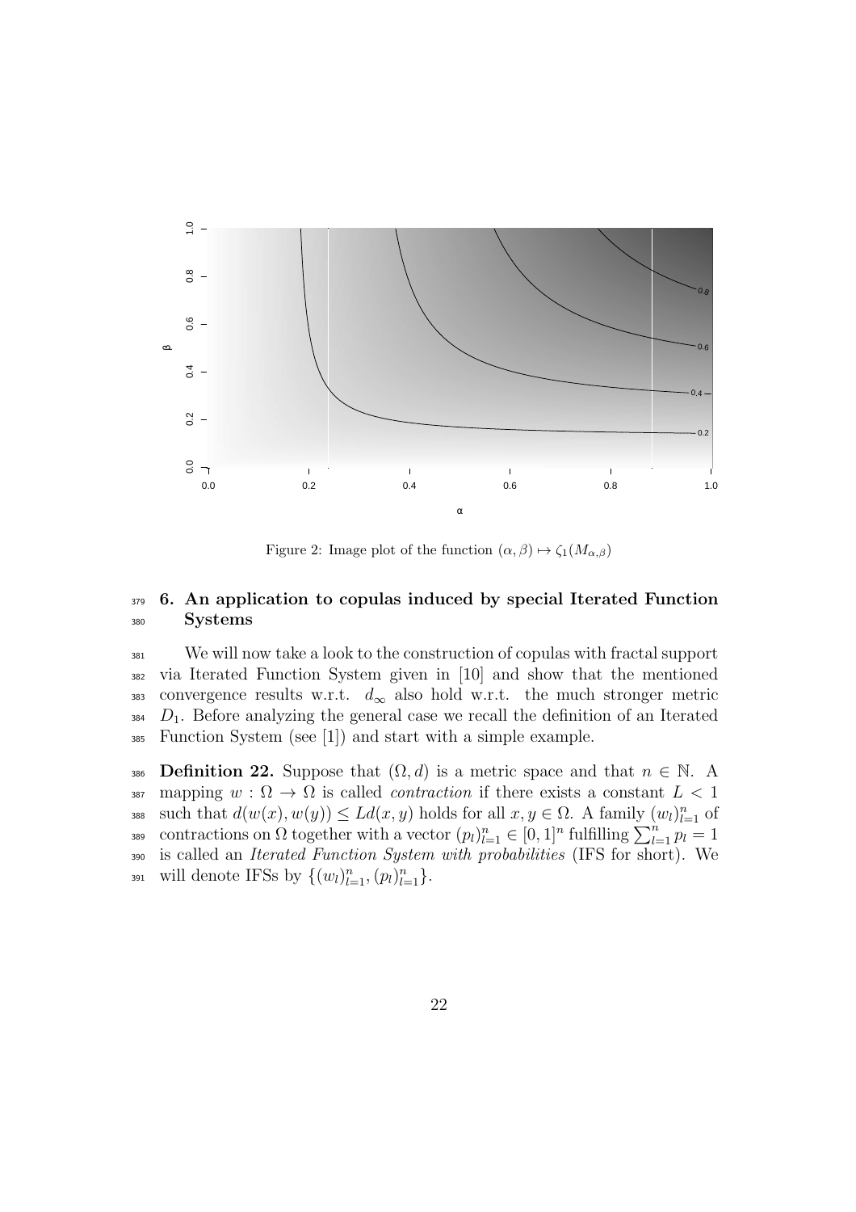Figure 2: Image plot of the function $(\alpha, \beta) \mapsto \zeta_1(M_{\alpha,\beta})$

## 6. An application to copulas induced by special Iterated Function Systems

We will now take a look to the construction of copulas with fractal support via Iterated Function System given in [10] and show that the mentioned convergence results w.r.t. $d_\infty$ also hold w.r.t. the much stronger metric $D_1$. Before analyzing the general case we recall the definition of an Iterated Function System (see [1]) and start with a simple example.

**Definition 22.** Suppose that $(\Omega, d)$ is a metric space and that $n \in \mathbb{N}$. A mapping $w : \Omega \to \Omega$ is called *contraction* if there exists a constant $L < 1$ such that $d(w(x), w(y)) \leq Ld(x, y)$ holds for all $x, y \in \Omega$. A family $(w_l)_{l=1}^n$ of contractions on $\Omega$ together with a vector $(p_l)_{l=1}^n \in [0, 1]^n$ fulfilling $\sum_{l=1}^n p_l = 1$ is called an *Iterated Function System with probabilities* (IFS for short). We will denote IFSs by $\{(w_l)_{l=1}^n, (p_l)_{l=1}^n\}$.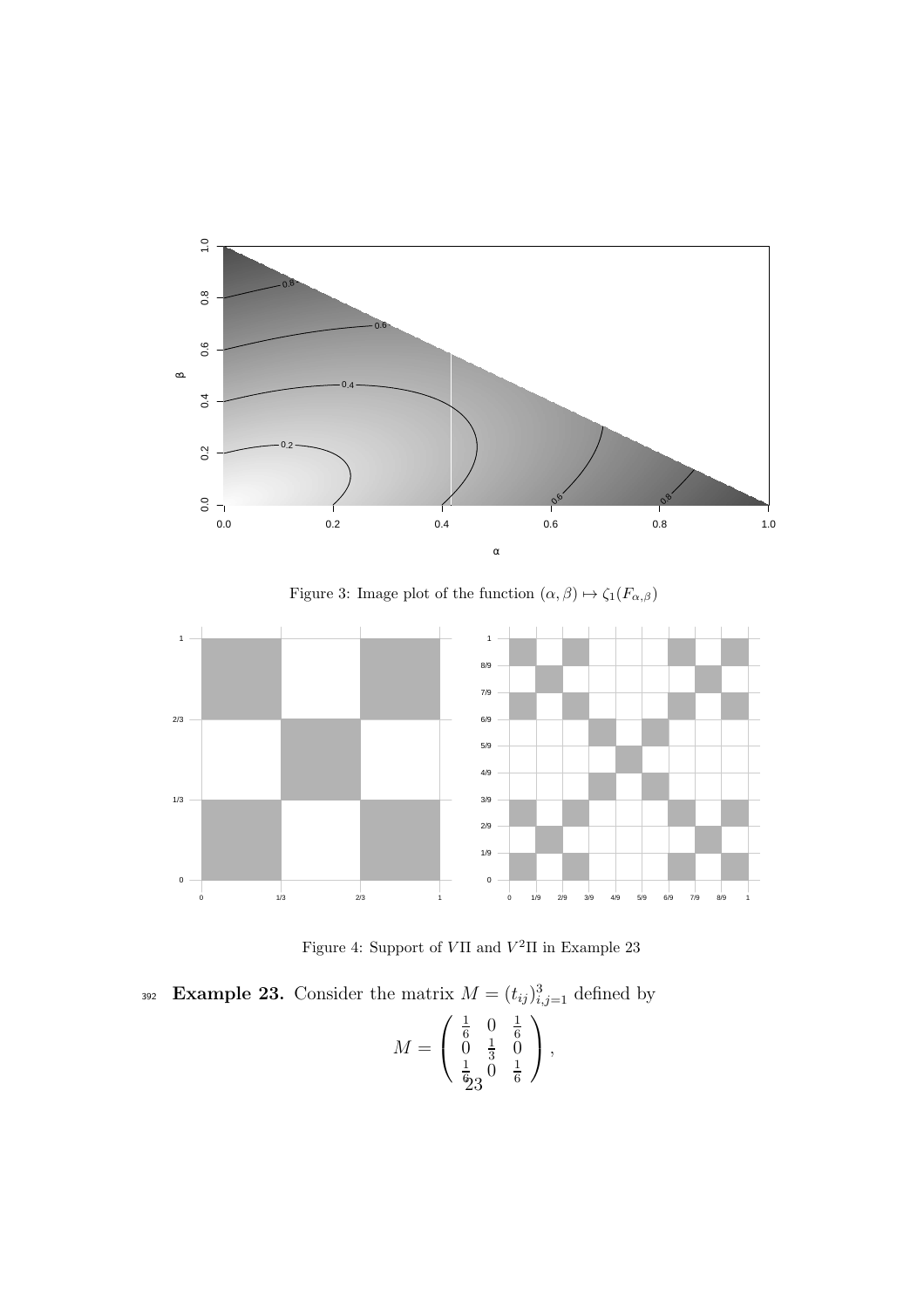Figure 3: Image plot of the function $(\alpha, \beta) \mapsto \zeta_1(F_{\alpha,\beta})$

Figure 4: Support of $V\Pi$ and $V^2\Pi$ in Example 23

**Example 23.** Consider the matrix $M = (t_{ij})_{i,j=1}^3$ defined by

$$M = \begin{pmatrix} \frac{1}{6} & 0 & \frac{1}{6} \\ 0 & \frac{1}{3} & 0 \\ \frac{1}{6} & 0 & \frac{1}{6} \end{pmatrix},$$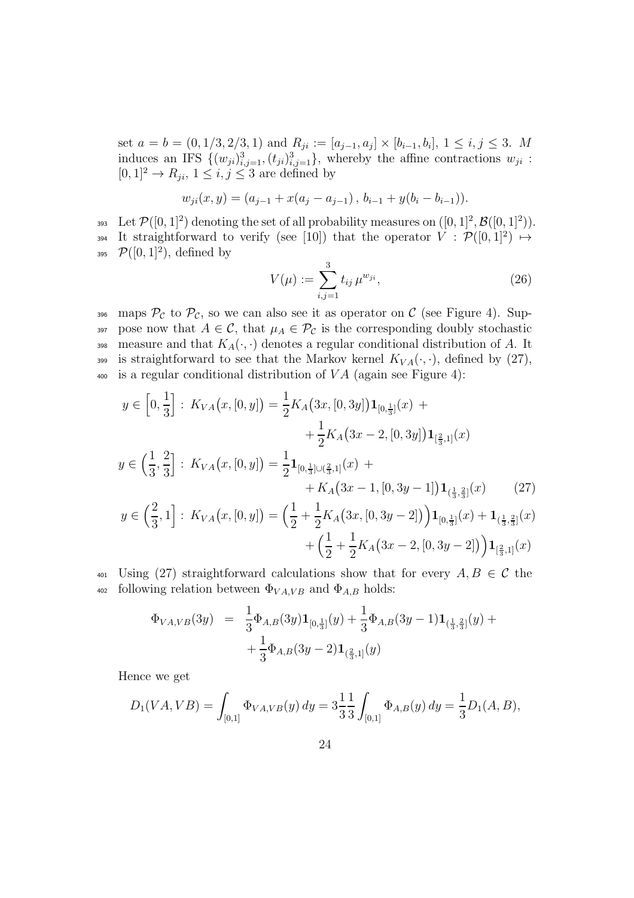set $a = b = (0, 1/3, 2/3, 1)$ and $R_{ji} := [a_{j-1}, a_j] \times [b_{i-1}, b_i]$, $1 \leq i, j \leq 3$. $M$ induces an IFS $\{(w_{ji})_{i,j=1}^3, (t_{ji})_{i,j=1}^3\}$, whereby the affine contractions $w_{ji} : [0,1]^2 \to R_{ji}$, $1 \leq i, j \leq 3$ are defined by

$$w_{ji}(x, y) = (a_{j-1} + x(a_j - a_{j-1}) \, , \, b_{i-1} + y(b_i - b_{i-1})).$$

Let $\mathcal{P}([0,1]^2)$ denoting the set of all probability measures on $([0,1]^2, \mathcal{B}([0,1]^2))$. It straightforward to verify (see [10]) that the operator $V : \mathcal{P}([0,1]^2) \mapsto \mathcal{P}([0,1]^2)$, defined by

$$V(\mu) := \sum_{i,j=1}^{3} t_{ij} \, \mu^{w_{ji}}, \tag{26}$$

maps $\mathcal{P}_\mathcal{C}$ to $\mathcal{P}_\mathcal{C}$, so we can also see it as operator on $\mathcal{C}$ (see Figure 4). Suppose now that $A \in \mathcal{C}$, that $\mu_A \in \mathcal{P}_\mathcal{C}$ is the corresponding doubly stochastic measure and that $K_A(\cdot, \cdot)$ denotes a regular conditional distribution of $A$. It is straightforward to see that the Markov kernel $K_{VA}(\cdot, \cdot)$, defined by (27), is a regular conditional distribution of $VA$ (again see Figure 4):

$$\begin{aligned}
y \in \left[0, \tfrac{1}{3}\right] : \; K_{VA}\big(x, [0, y]\big) &= \frac{1}{2} K_A\big(3x, [0, 3y]\big) \mathbf{1}_{[0,\frac{1}{3}]}(x) \; + \\
&\quad + \frac{1}{2} K_A\big(3x - 2, [0, 3y]\big) \mathbf{1}_{[\frac{2}{3},1]}(x) \\
y \in \left(\tfrac{1}{3}, \tfrac{2}{3}\right] : \; K_{VA}\big(x, [0, y]\big) &= \frac{1}{2} \mathbf{1}_{[0,\frac{1}{3}] \cup (\frac{2}{3},1]}(x) \; + \\
&\quad + K_A\big(3x - 1, [0, 3y - 1]\big) \mathbf{1}_{(\frac{1}{3},\frac{2}{3}]}(x) \qquad (27) \\
y \in \left(\tfrac{2}{3}, 1\right] : \; K_{VA}\big(x, [0, y]\big) &= \Big(\frac{1}{2} + \frac{1}{2} K_A\big(3x, [0, 3y - 2]\big)\Big) \mathbf{1}_{[0,\frac{1}{3}]}(x) + \mathbf{1}_{(\frac{1}{3},\frac{2}{3}]}(x) \\
&\quad + \Big(\frac{1}{2} + \frac{1}{2} K_A\big(3x - 2, [0, 3y - 2]\big)\Big) \mathbf{1}_{[\frac{2}{3},1]}(x)
\end{aligned}$$

Using (27) straightforward calculations show that for every $A, B \in \mathcal{C}$ the following relation between $\Phi_{VA,VB}$ and $\Phi_{A,B}$ holds:

$$\begin{aligned}
\Phi_{VA,VB}(3y) &= \frac{1}{3} \Phi_{A,B}(3y) \mathbf{1}_{[0,\frac{1}{3}]}(y) + \frac{1}{3} \Phi_{A,B}(3y - 1) \mathbf{1}_{(\frac{1}{3},\frac{2}{3}]}(y) + \\
&\quad + \frac{1}{3} \Phi_{A,B}(3y - 2) \mathbf{1}_{(\frac{2}{3},1]}(y)
\end{aligned}$$

Hence we get

$$D_1(VA, VB) = \int_{[0,1]} \Phi_{VA,VB}(y) \, dy = 3 \frac{1}{3} \frac{1}{3} \int_{[0,1]} \Phi_{A,B}(y) \, dy = \frac{1}{3} D_1(A, B),$$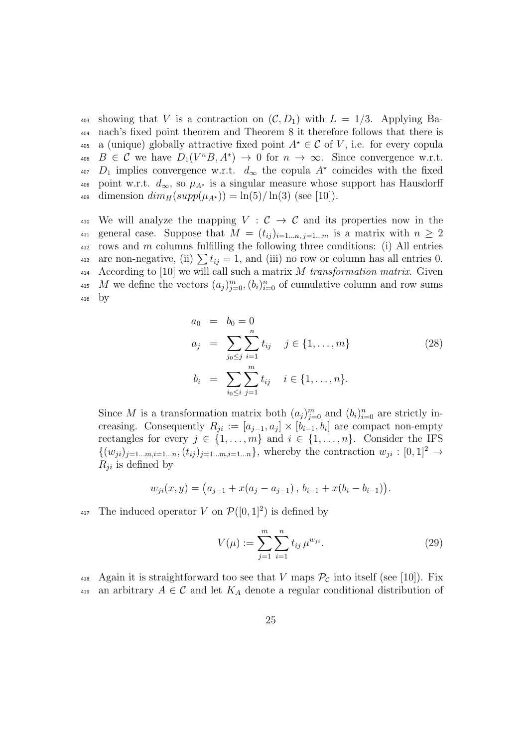showing that $V$ is a contraction on $(\mathcal{C}, D_1)$ with $L = 1/3$. Applying Banach's fixed point theorem and Theorem 8 it therefore follows that there is a (unique) globally attractive fixed point $A^\star \in \mathcal{C}$ of $V$, i.e. for every copula $B \in \mathcal{C}$ we have $D_1(V^n B, A^\star) \to 0$ for $n \to \infty$. Since convergence w.r.t. $D_1$ implies convergence w.r.t. $d_\infty$ the copula $A^\star$ coincides with the fixed point w.r.t. $d_\infty$, so $\mu_{A^\star}$ is a singular measure whose support has Hausdorff dimension $dim_H(supp(\mu_{A^\star})) = \ln(5)/\ln(3)$ (see [10]).

We will analyze the mapping $V : \mathcal{C} \to \mathcal{C}$ and its properties now in the general case. Suppose that $M = (t_{ij})_{i=1\ldots n, j=1\ldots m}$ is a matrix with $n \geq 2$ rows and $m$ columns fulfilling the following three conditions: (i) All entries are non-negative, (ii) $\sum t_{ij} = 1$, and (iii) no row or column has all entries 0. According to [10] we will call such a matrix $M$ *transformation matrix*. Given $M$ we define the vectors $(a_j)_{j=0}^m, (b_i)_{i=0}^n$ of cumulative column and row sums by

$$
\begin{aligned}
a_0 &= b_0 = 0 \\
a_j &= \sum_{j_0 \leq j} \sum_{i=1}^{n} t_{ij} \quad j \in \{1, \ldots, m\} \\
b_i &= \sum_{i_0 \leq i} \sum_{j=1}^{m} t_{ij} \quad i \in \{1, \ldots, n\}.
\end{aligned}
\tag{28}
$$

Since $M$ is a transformation matrix both $(a_j)_{j=0}^m$ and $(b_i)_{i=0}^n$ are strictly increasing. Consequently $R_{ji} := [a_{j-1}, a_j] \times [b_{i-1}, b_i]$ are compact non-empty rectangles for every $j \in \{1, \ldots, m\}$ and $i \in \{1, \ldots, n\}$. Consider the IFS $\{(w_{ji})_{j=1\ldots m, i=1\ldots n}, (t_{ij})_{j=1\ldots m, i=1\ldots n}\}$, whereby the contraction $w_{ji} : [0,1]^2 \to R_{ji}$ is defined by

$$
w_{ji}(x, y) = \big(a_{j-1} + x(a_j - a_{j-1}) \,,\, b_{i-1} + x(b_i - b_{i-1})\big).
$$

The induced operator $V$ on $\mathcal{P}([0,1]^2)$ is defined by

$$
V(\mu) := \sum_{j=1}^{m} \sum_{i=1}^{n} t_{ij} \, \mu^{w_{ji}}. \tag{29}
$$

Again it is straightforward too see that $V$ maps $\mathcal{P}_\mathcal{C}$ into itself (see [10]). Fix an arbitrary $A \in \mathcal{C}$ and let $K_A$ denote a regular conditional distribution of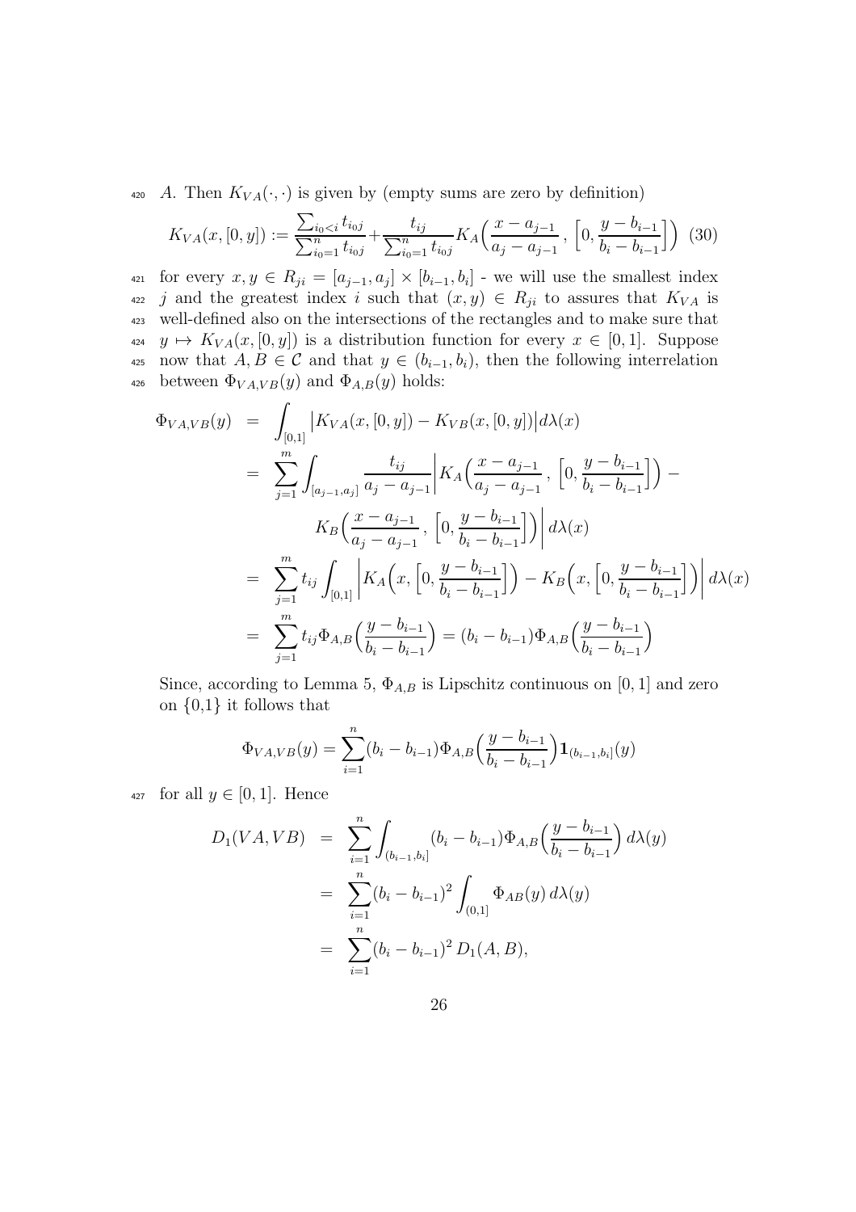$A$. Then $K_{VA}(\cdot,\cdot)$ is given by (empty sums are zero by definition)

$$K_{VA}(x,[0,y]) := \frac{\sum_{i_0<i} t_{i_0 j}}{\sum_{i_0=1}^n t_{i_0 j}} + \frac{t_{ij}}{\sum_{i_0=1}^n t_{i_0 j}} K_A\Big(\frac{x-a_{j-1}}{a_j - a_{j-1}}\,,\,\Big[0,\frac{y-b_{i-1}}{b_i-b_{i-1}}\Big]\Big) \quad (30)$$

for every $x,y \in R_{ji} = [a_{j-1},a_j] \times [b_{i-1},b_i]$ - we will use the smallest index $j$ and the greatest index $i$ such that $(x,y) \in R_{ji}$ to assures that $K_{VA}$ is well-defined also on the intersections of the rectangles and to make sure that $y \mapsto K_{VA}(x,[0,y])$ is a distribution function for every $x \in [0,1]$. Suppose now that $A,B \in \mathcal{C}$ and that $y \in (b_{i-1},b_i)$, then the following interrelation between $\Phi_{VA,VB}(y)$ and $\Phi_{A,B}(y)$ holds:

$$\begin{aligned}
\Phi_{VA,VB}(y) &= \int_{[0,1]} \big|K_{VA}(x,[0,y]) - K_{VB}(x,[0,y])\big| d\lambda(x) \\
&= \sum_{j=1}^m \int_{[a_{j-1},a_j]} \frac{t_{ij}}{a_j - a_{j-1}} \bigg| K_A\Big(\frac{x-a_{j-1}}{a_j-a_{j-1}}\,,\,\Big[0,\frac{y-b_{i-1}}{b_i-b_{i-1}}\Big]\Big) - \\
&\qquad K_B\Big(\frac{x-a_{j-1}}{a_j-a_{j-1}}\,,\,\Big[0,\frac{y-b_{i-1}}{b_i-b_{i-1}}\Big]\Big)\bigg| d\lambda(x) \\
&= \sum_{j=1}^m t_{ij} \int_{[0,1]} \bigg| K_A\Big(x,\Big[0,\frac{y-b_{i-1}}{b_i-b_{i-1}}\Big]\Big) - K_B\Big(x,\Big[0,\frac{y-b_{i-1}}{b_i-b_{i-1}}\Big]\Big)\bigg| d\lambda(x) \\
&= \sum_{j=1}^m t_{ij} \Phi_{A,B}\Big(\frac{y-b_{i-1}}{b_i-b_{i-1}}\Big) = (b_i - b_{i-1}) \Phi_{A,B}\Big(\frac{y-b_{i-1}}{b_i-b_{i-1}}\Big)
\end{aligned}$$

Since, according to Lemma 5, $\Phi_{A,B}$ is Lipschitz continuous on $[0,1]$ and zero on $\{0,1\}$ it follows that

$$\Phi_{VA,VB}(y) = \sum_{i=1}^n (b_i - b_{i-1}) \Phi_{A,B}\Big(\frac{y-b_{i-1}}{b_i-b_{i-1}}\Big) \mathbf{1}_{(b_{i-1},b_i]}(y)$$

for all $y \in [0,1]$. Hence

$$\begin{aligned}
D_1(VA,VB) &= \sum_{i=1}^n \int_{(b_{i-1},b_i]} (b_i - b_{i-1}) \Phi_{A,B}\Big(\frac{y-b_{i-1}}{b_i-b_{i-1}}\Big)\, d\lambda(y) \\
&= \sum_{i=1}^n (b_i - b_{i-1})^2 \int_{(0,1]} \Phi_{AB}(y)\, d\lambda(y) \\
&= \sum_{i=1}^n (b_i - b_{i-1})^2\, D_1(A,B),
\end{aligned}$$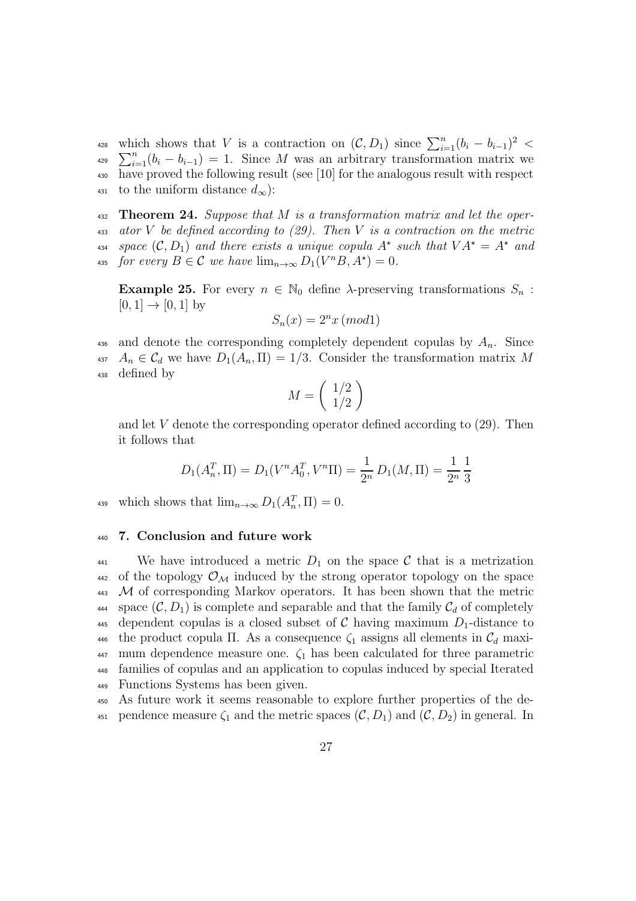which shows that $V$ is a contraction on $(\mathcal{C}, D_1)$ since $\sum_{i=1}^n (b_i - b_{i-1})^2 < \sum_{i=1}^n (b_i - b_{i-1}) = 1$. Since $M$ was an arbitrary transformation matrix we have proved the following result (see [10] for the analogous result with respect to the uniform distance $d_\infty$):

**Theorem 24.** *Suppose that $M$ is a transformation matrix and let the operator $V$ be defined according to (29). Then $V$ is a contraction on the metric space $(\mathcal{C}, D_1)$ and there exists a unique copula $A^\star$ such that $VA^\star = A^\star$ and for every $B \in \mathcal{C}$ we have $\lim_{n\to\infty} D_1(V^n B, A^\star) = 0$.*

**Example 25.** For every $n \in \mathbb{N}_0$ define $\lambda$-preserving transformations $S_n : [0,1] \to [0,1]$ by

$$S_n(x) = 2^n x \,(mod 1)$$

and denote the corresponding completely dependent copulas by $A_n$. Since $A_n \in \mathcal{C}_d$ we have $D_1(A_n, \Pi) = 1/3$. Consider the transformation matrix $M$ defined by

$$M = \begin{pmatrix} 1/2 \\ 1/2 \end{pmatrix}$$

and let $V$ denote the corresponding operator defined according to (29). Then it follows that

$$D_1(A_n^T, \Pi) = D_1(V^n A_0^T, V^n \Pi) = \frac{1}{2^n} D_1(M, \Pi) = \frac{1}{2^n}\frac{1}{3}$$

which shows that $\lim_{n\to\infty} D_1(A_n^T, \Pi) = 0$.

## 7. Conclusion and future work

We have introduced a metric $D_1$ on the space $\mathcal{C}$ that is a metrization of the topology $\mathcal{O}_\mathcal{M}$ induced by the strong operator topology on the space $\mathcal{M}$ of corresponding Markov operators. It has been shown that the metric space $(\mathcal{C}, D_1)$ is complete and separable and that the family $\mathcal{C}_d$ of completely dependent copulas is a closed subset of $\mathcal{C}$ having maximum $D_1$-distance to the product copula $\Pi$. As a consequence $\zeta_1$ assigns all elements in $\mathcal{C}_d$ maximum dependence measure one. $\zeta_1$ has been calculated for three parametric families of copulas and an application to copulas induced by special Iterated Functions Systems has been given.

As future work it seems reasonable to explore further properties of the dependence measure $\zeta_1$ and the metric spaces $(\mathcal{C}, D_1)$ and $(\mathcal{C}, D_2)$ in general. In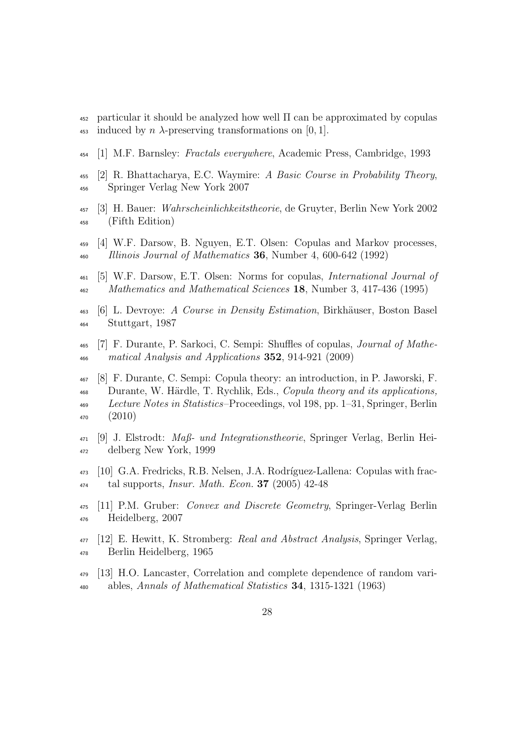particular it should be analyzed how well $\Pi$ can be approximated by copulas induced by $n$ $\lambda$-preserving transformations on $[0, 1]$.

[1] M.F. Barnsley: *Fractals everywhere*, Academic Press, Cambridge, 1993

[2] R. Bhattacharya, E.C. Waymire: *A Basic Course in Probability Theory*, Springer Verlag New York 2007

[3] H. Bauer: *Wahrscheinlichkeitstheorie*, de Gruyter, Berlin New York 2002 (Fifth Edition)

[4] W.F. Darsow, B. Nguyen, E.T. Olsen: Copulas and Markov processes, *Illinois Journal of Mathematics* **36**, Number 4, 600-642 (1992)

[5] W.F. Darsow, E.T. Olsen: Norms for copulas, *International Journal of Mathematics and Mathematical Sciences* **18**, Number 3, 417-436 (1995)

[6] L. Devroye: *A Course in Density Estimation*, Birkhäuser, Boston Basel Stuttgart, 1987

[7] F. Durante, P. Sarkoci, C. Sempi: Shuffles of copulas, *Journal of Mathematical Analysis and Applications* **352**, 914-921 (2009)

[8] F. Durante, C. Sempi: Copula theory: an introduction, in P. Jaworski, F. Durante, W. Härdle, T. Rychlik, Eds., *Copula theory and its applications, Lecture Notes in Statistics*–Proceedings, vol 198, pp. 1–31, Springer, Berlin (2010)

[9] J. Elstrodt: *Maß- und Integrationstheorie*, Springer Verlag, Berlin Heidelberg New York, 1999

[10] G.A. Fredricks, R.B. Nelsen, J.A. Rodríguez-Lallena: Copulas with fractal supports, *Insur. Math. Econ.* **37** (2005) 42-48

[11] P.M. Gruber: *Convex and Discrete Geometry*, Springer-Verlag Berlin Heidelberg, 2007

[12] E. Hewitt, K. Stromberg: *Real and Abstract Analysis*, Springer Verlag, Berlin Heidelberg, 1965

[13] H.O. Lancaster, Correlation and complete dependence of random variables, *Annals of Mathematical Statistics* **34**, 1315-1321 (1963)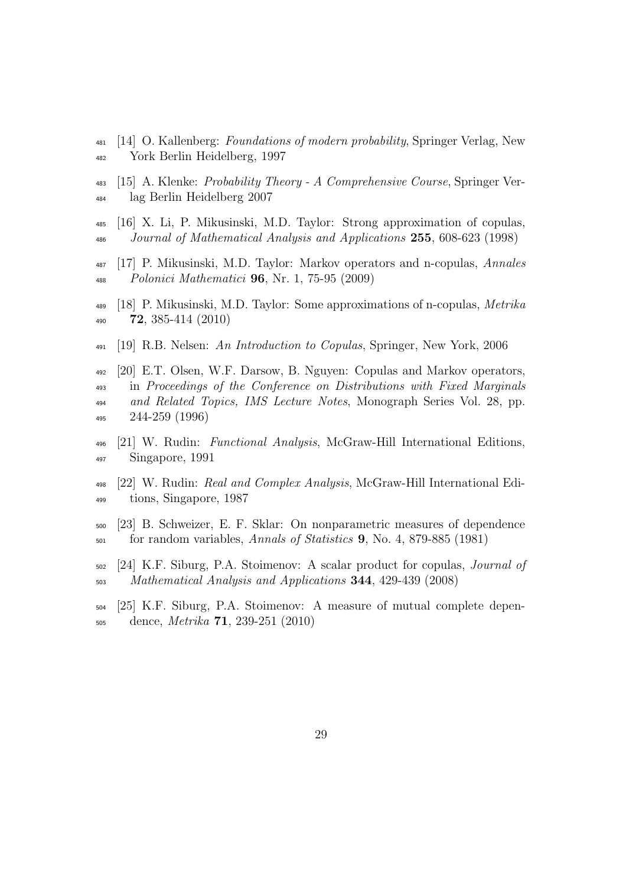[14] O. Kallenberg: *Foundations of modern probability*, Springer Verlag, New York Berlin Heidelberg, 1997

[15] A. Klenke: *Probability Theory - A Comprehensive Course*, Springer Verlag Berlin Heidelberg 2007

[16] X. Li, P. Mikusinski, M.D. Taylor: Strong approximation of copulas, *Journal of Mathematical Analysis and Applications* **255**, 608-623 (1998)

[17] P. Mikusinski, M.D. Taylor: Markov operators and n-copulas, *Annales Polonici Mathematici* **96**, Nr. 1, 75-95 (2009)

[18] P. Mikusinski, M.D. Taylor: Some approximations of n-copulas, *Metrika* **72**, 385-414 (2010)

[19] R.B. Nelsen: *An Introduction to Copulas*, Springer, New York, 2006

[20] E.T. Olsen, W.F. Darsow, B. Nguyen: Copulas and Markov operators, in *Proceedings of the Conference on Distributions with Fixed Marginals and Related Topics, IMS Lecture Notes*, Monograph Series Vol. 28, pp. 244-259 (1996)

[21] W. Rudin: *Functional Analysis*, McGraw-Hill International Editions, Singapore, 1991

[22] W. Rudin: *Real and Complex Analysis*, McGraw-Hill International Editions, Singapore, 1987

[23] B. Schweizer, E. F. Sklar: On nonparametric measures of dependence for random variables, *Annals of Statistics* **9**, No. 4, 879-885 (1981)

[24] K.F. Siburg, P.A. Stoimenov: A scalar product for copulas, *Journal of Mathematical Analysis and Applications* **344**, 429-439 (2008)

[25] K.F. Siburg, P.A. Stoimenov: A measure of mutual complete dependence, *Metrika* **71**, 239-251 (2010)